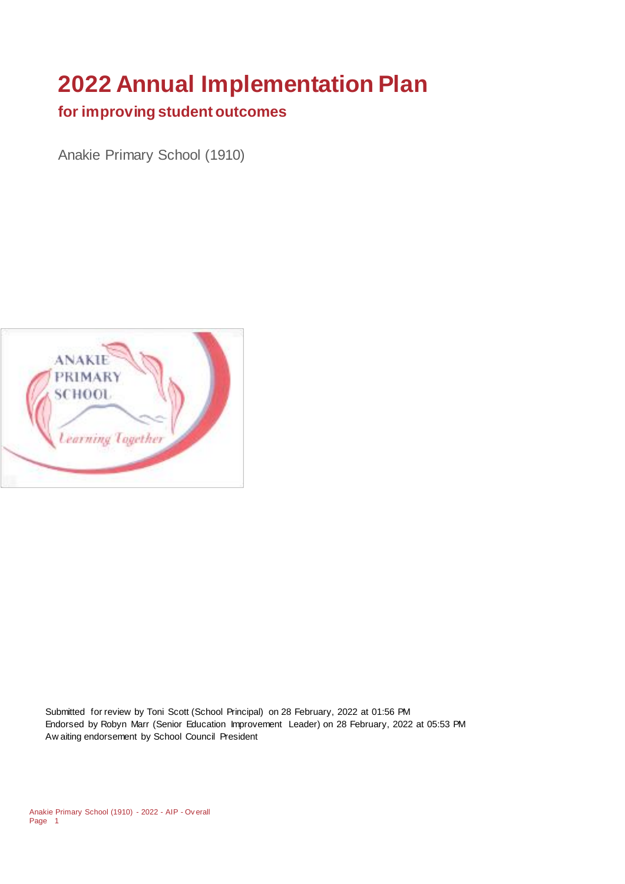# 2022 Annual Implementation Plan

## for improving student outcomes

Anakie Primary School (1910)

Submitted for review by Toni Scott (School Principal) on 28 February, 2022 at 01:56 PM
Endorsed by Robyn Marr (Senior Education Improvement Leader) on 28 February, 2022 at 05:53 PM
Awaiting endorsement by School Council President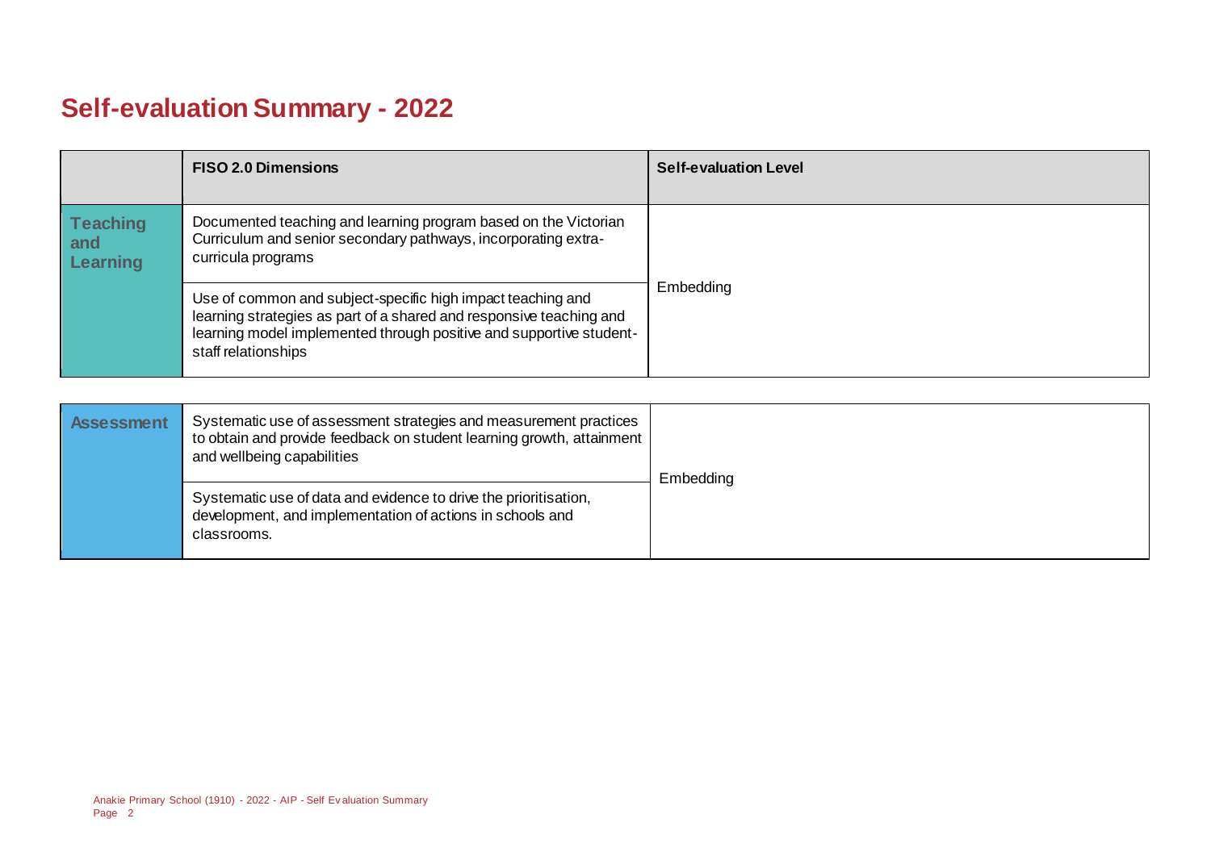# Self-evaluation Summary - 2022

| | FISO 2.0 Dimensions | Self-evaluation Level |
|---|---|---|
| **Teaching and Learning** | Documented teaching and learning program based on the Victorian Curriculum and senior secondary pathways, incorporating extra-curricula programs | Embedding |
| | Use of common and subject-specific high impact teaching and learning strategies as part of a shared and responsive teaching and learning model implemented through positive and supportive student-staff relationships | |

| | | |
|---|---|---|
| **Assessment** | Systematic use of assessment strategies and measurement practices to obtain and provide feedback on student learning growth, attainment and wellbeing capabilities | Embedding |
| | Systematic use of data and evidence to drive the prioritisation, development, and implementation of actions in schools and classrooms. | |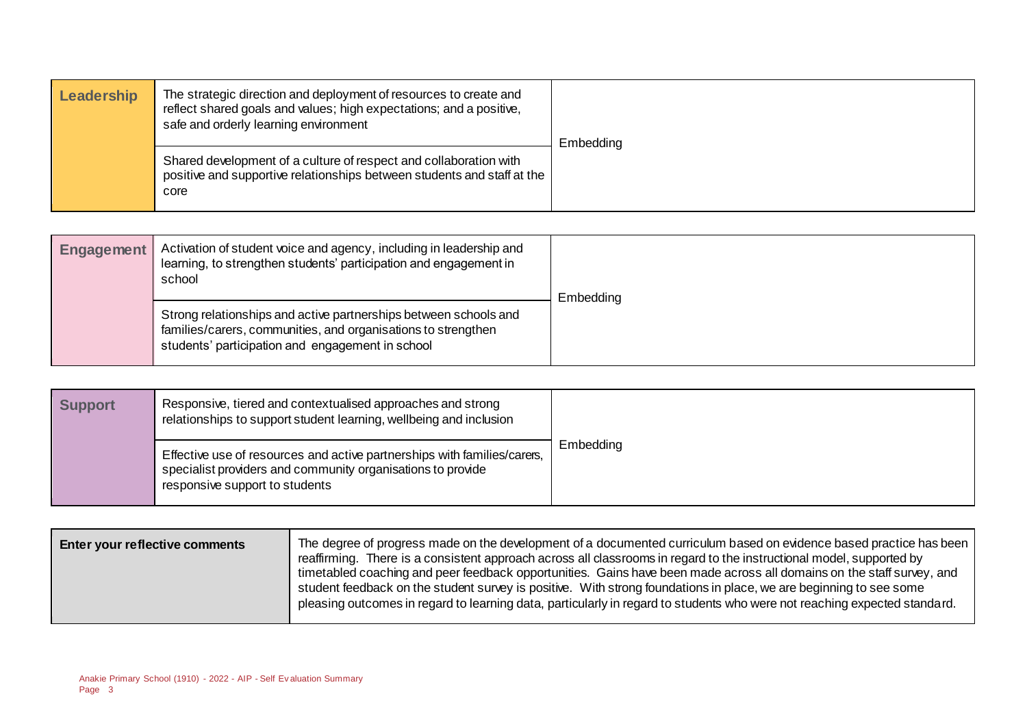| Leadership | | |
| --- | --- | --- |
| | The strategic direction and deployment of resources to create and reflect shared goals and values; high expectations; and a positive, safe and orderly learning environment | Embedding |
| | Shared development of a culture of respect and collaboration with positive and supportive relationships between students and staff at the core | |

| Engagement | | |
| --- | --- | --- |
| | Activation of student voice and agency, including in leadership and learning, to strengthen students' participation and engagement in school | Embedding |
| | Strong relationships and active partnerships between schools and families/carers, communities, and organisations to strengthen students' participation and engagement in school | |

| Support | | |
| --- | --- | --- |
| | Responsive, tiered and contextualised approaches and strong relationships to support student learning, wellbeing and inclusion | Embedding |
| | Effective use of resources and active partnerships with families/carers, specialist providers and community organisations to provide responsive support to students | |

| Enter your reflective comments | |
| --- | --- |
| | The degree of progress made on the development of a documented curriculum based on evidence based practice has been reaffirming. There is a consistent approach across all classrooms in regard to the instructional model, supported by timetabled coaching and peer feedback opportunities. Gains have been made across all domains on the staff survey, and student feedback on the student survey is positive. With strong foundations in place, we are beginning to see some pleasing outcomes in regard to learning data, particularly in regard to students who were not reaching expected standard. |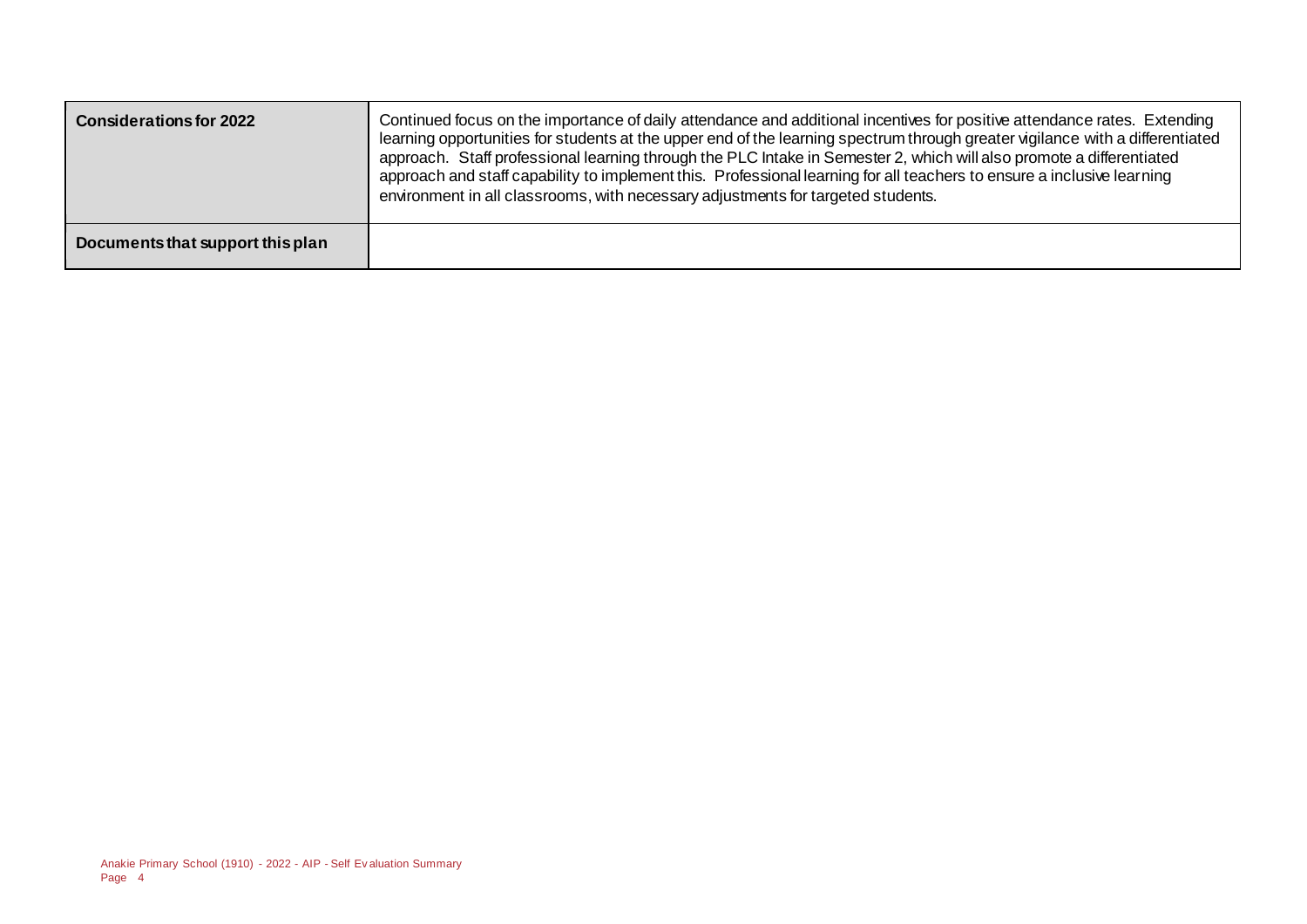| | |
|---|---|
| **Considerations for 2022** | Continued focus on the importance of daily attendance and additional incentives for positive attendance rates. Extending learning opportunities for students at the upper end of the learning spectrum through greater vigilance with a differentiated approach. Staff professional learning through the PLC Intake in Semester 2, which will also promote a differentiated approach and staff capability to implement this. Professional learning for all teachers to ensure a inclusive learning environment in all classrooms, with necessary adjustments for targeted students. |
| **Documents that support this plan** | |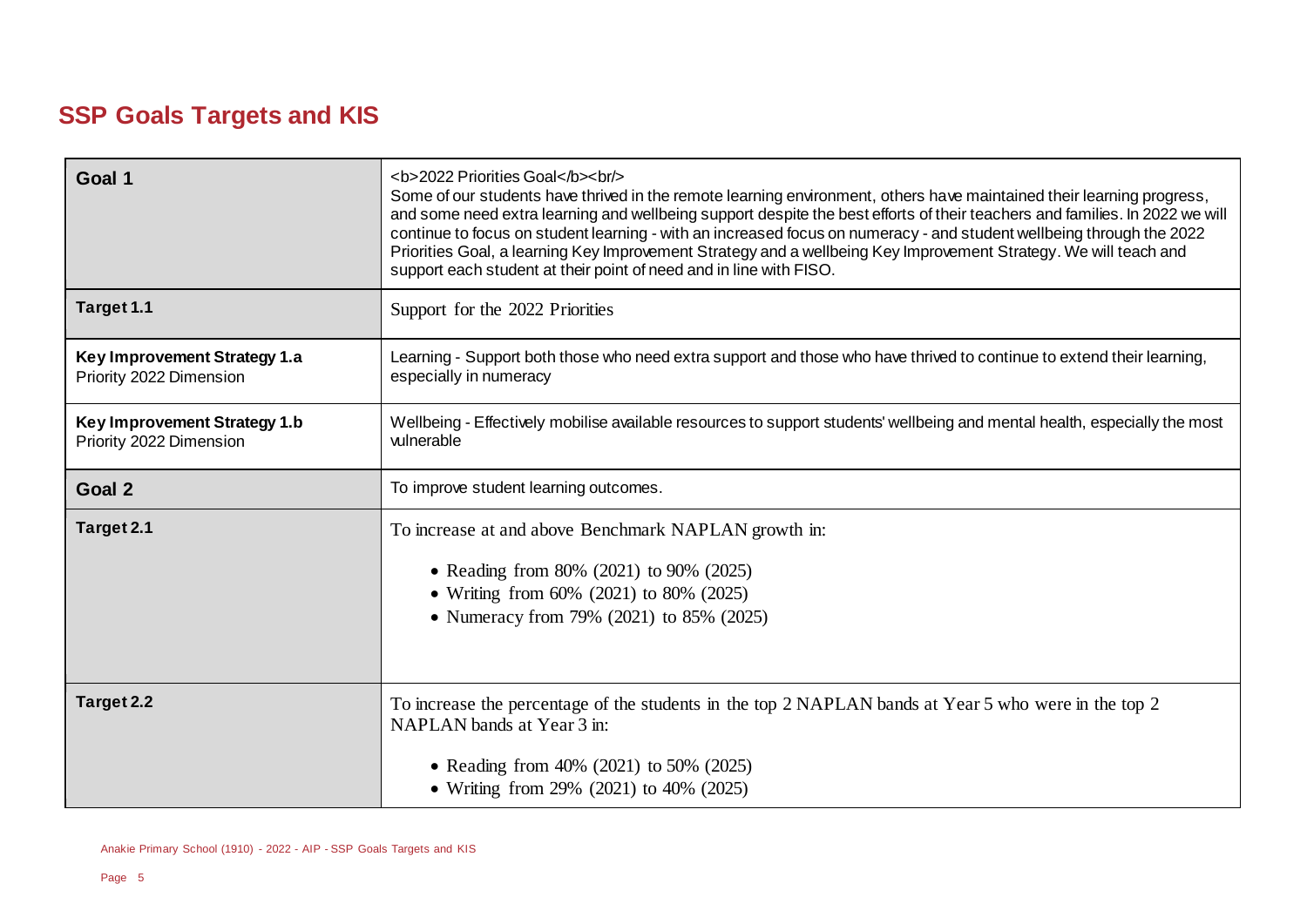## SSP Goals Targets and KIS

| | |
|---|---|
| **Goal 1** | <b>2022 Priorities Goal</b><br/> Some of our students have thrived in the remote learning environment, others have maintained their learning progress, and some need extra learning and wellbeing support despite the best efforts of their teachers and families. In 2022 we will continue to focus on student learning - with an increased focus on numeracy - and student wellbeing through the 2022 Priorities Goal, a learning Key Improvement Strategy and a wellbeing Key Improvement Strategy. We will teach and support each student at their point of need and in line with FISO. |
| **Target 1.1** | Support for the 2022 Priorities |
| **Key Improvement Strategy 1.a**<br>Priority 2022 Dimension | Learning - Support both those who need extra support and those who have thrived to continue to extend their learning, especially in numeracy |
| **Key Improvement Strategy 1.b**<br>Priority 2022 Dimension | Wellbeing - Effectively mobilise available resources to support students' wellbeing and mental health, especially the most vulnerable |
| **Goal 2** | To improve student learning outcomes. |
| **Target 2.1** | To increase at and above Benchmark NAPLAN growth in:<br>• Reading from 80% (2021) to 90% (2025)<br>• Writing from 60% (2021) to 80% (2025)<br>• Numeracy from 79% (2021) to 85% (2025) |
| **Target 2.2** | To increase the percentage of the students in the top 2 NAPLAN bands at Year 5 who were in the top 2 NAPLAN bands at Year 3 in:<br>• Reading from 40% (2021) to 50% (2025)<br>• Writing from 29% (2021) to 40% (2025) |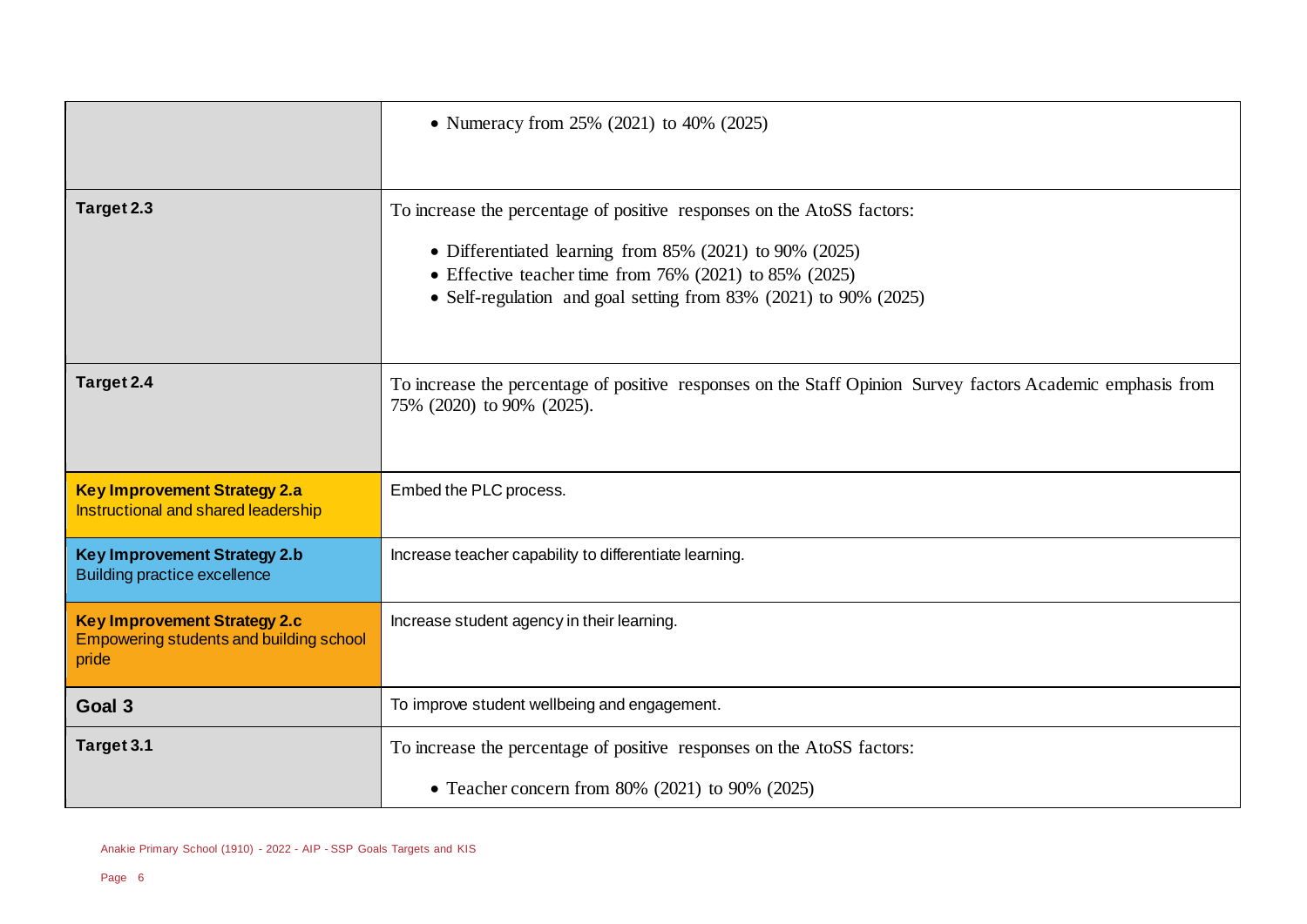| | |
|---|---|
| | • Numeracy from 25% (2021) to 40% (2025) |
| **Target 2.3** | To increase the percentage of positive responses on the AtoSS factors:<br>• Differentiated learning from 85% (2021) to 90% (2025)<br>• Effective teacher time from 76% (2021) to 85% (2025)<br>• Self-regulation and goal setting from 83% (2021) to 90% (2025) |
| **Target 2.4** | To increase the percentage of positive responses on the Staff Opinion Survey factors Academic emphasis from 75% (2020) to 90% (2025). |
| **Key Improvement Strategy 2.a**<br>Instructional and shared leadership | Embed the PLC process. |
| **Key Improvement Strategy 2.b**<br>Building practice excellence | Increase teacher capability to differentiate learning. |
| **Key Improvement Strategy 2.c**<br>Empowering students and building school pride | Increase student agency in their learning. |
| **Goal 3** | To improve student wellbeing and engagement. |
| **Target 3.1** | To increase the percentage of positive responses on the AtoSS factors:<br>• Teacher concern from 80% (2021) to 90% (2025) |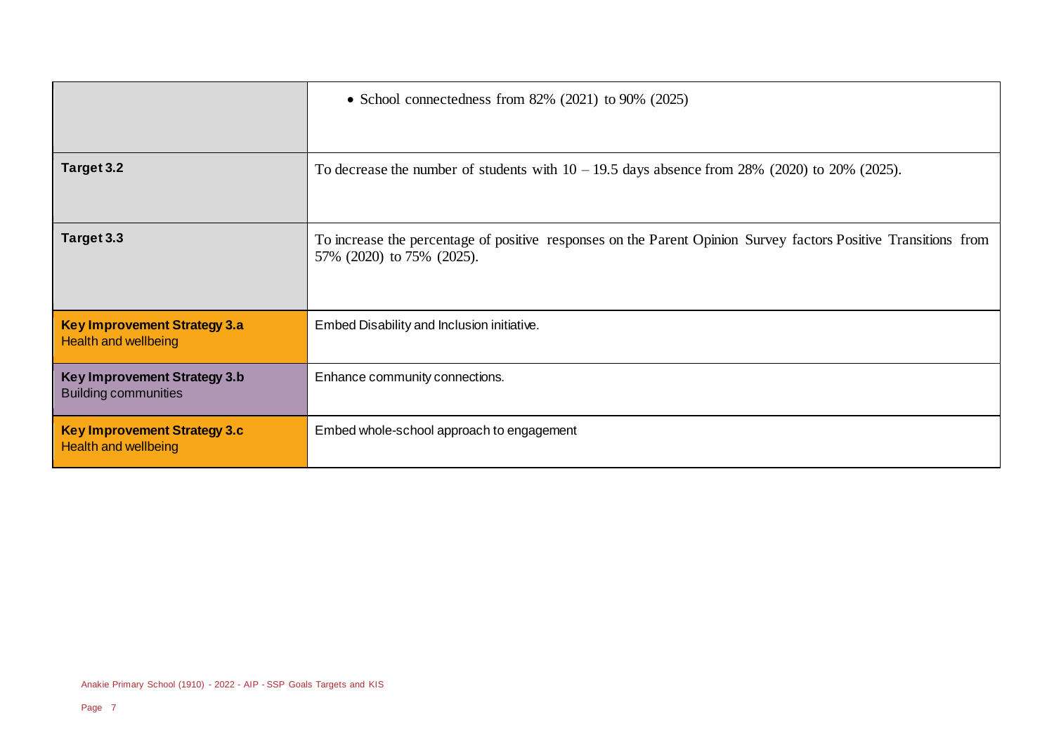| | |
|---|---|
| | • School connectedness from 82% (2021) to 90% (2025) |
| **Target 3.2** | To decrease the number of students with 10 – 19.5 days absence from 28% (2020) to 20% (2025). |
| **Target 3.3** | To increase the percentage of positive responses on the Parent Opinion Survey factors Positive Transitions from 57% (2020) to 75% (2025). |
| **Key Improvement Strategy 3.a** Health and wellbeing | Embed Disability and Inclusion initiative. |
| **Key Improvement Strategy 3.b** Building communities | Enhance community connections. |
| **Key Improvement Strategy 3.c** Health and wellbeing | Embed whole-school approach to engagement |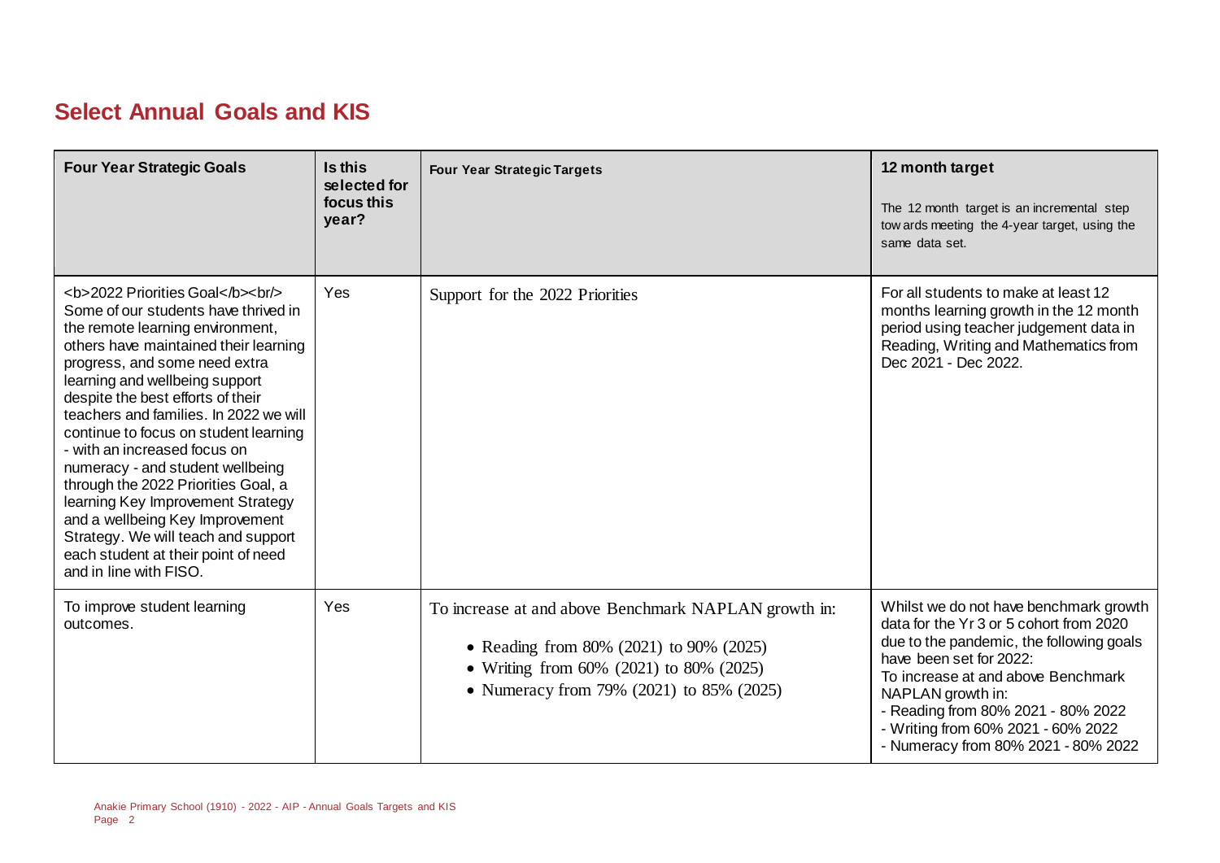## Select Annual Goals and KIS

| Four Year Strategic Goals | Is this selected for focus this year? | Four Year Strategic Targets | 12 month target<br>The 12 month target is an incremental step towards meeting the 4-year target, using the same data set. |
|---|---|---|---|
| <b>2022 Priorities Goal</b><br/> Some of our students have thrived in the remote learning environment, others have maintained their learning progress, and some need extra learning and wellbeing support despite the best efforts of their teachers and families. In 2022 we will continue to focus on student learning - with an increased focus on numeracy - and student wellbeing through the 2022 Priorities Goal, a learning Key Improvement Strategy and a wellbeing Key Improvement Strategy. We will teach and support each student at their point of need and in line with FISO. | Yes | Support for the 2022 Priorities | For all students to make at least 12 months learning growth in the 12 month period using teacher judgement data in Reading, Writing and Mathematics from Dec 2021 - Dec 2022. |
| To improve student learning outcomes. | Yes | To increase at and above Benchmark NAPLAN growth in:<br>• Reading from 80% (2021) to 90% (2025)<br>• Writing from 60% (2021) to 80% (2025)<br>• Numeracy from 79% (2021) to 85% (2025) | Whilst we do not have benchmark growth data for the Yr 3 or 5 cohort from 2020 due to the pandemic, the following goals have been set for 2022:<br>To increase at and above Benchmark NAPLAN growth in:<br>- Reading from 80% 2021 - 80% 2022<br>- Writing from 60% 2021 - 60% 2022<br>- Numeracy from 80% 2021 - 80% 2022 |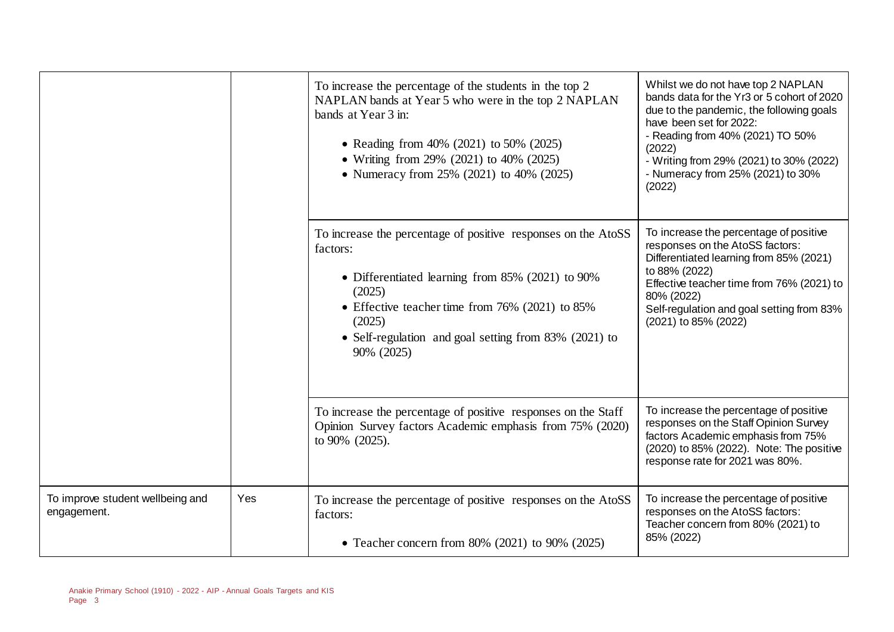| | | | |
|---|---|---|---|
| | | To increase the percentage of the students in the top 2 NAPLAN bands at Year 5 who were in the top 2 NAPLAN bands at Year 3 in:<br><br>• Reading from 40% (2021) to 50% (2025)<br>• Writing from 29% (2021) to 40% (2025)<br>• Numeracy from 25% (2021) to 40% (2025) | Whilst we do not have top 2 NAPLAN bands data for the Yr3 or 5 cohort of 2020 due to the pandemic, the following goals have been set for 2022:<br>- Reading from 40% (2021) TO 50% (2022)<br>- Writing from 29% (2021) to 30% (2022)<br>- Numeracy from 25% (2021) to 30% (2022) |
| | | To increase the percentage of positive responses on the AtoSS factors:<br><br>• Differentiated learning from 85% (2021) to 90% (2025)<br>• Effective teacher time from 76% (2021) to 85% (2025)<br>• Self-regulation and goal setting from 83% (2021) to 90% (2025) | To increase the percentage of positive responses on the AtoSS factors:<br>Differentiated learning from 85% (2021) to 88% (2022)<br>Effective teacher time from 76% (2021) to 80% (2022)<br>Self-regulation and goal setting from 83% (2021) to 85% (2022) |
| | | To increase the percentage of positive responses on the Staff Opinion Survey factors Academic emphasis from 75% (2020) to 90% (2025). | To increase the percentage of positive responses on the Staff Opinion Survey factors Academic emphasis from 75% (2020) to 85% (2022). Note: The positive response rate for 2021 was 80%. |
| To improve student wellbeing and engagement. | Yes | To increase the percentage of positive responses on the AtoSS factors:<br><br>• Teacher concern from 80% (2021) to 90% (2025) | To increase the percentage of positive responses on the AtoSS factors:<br>Teacher concern from 80% (2021) to 85% (2022) |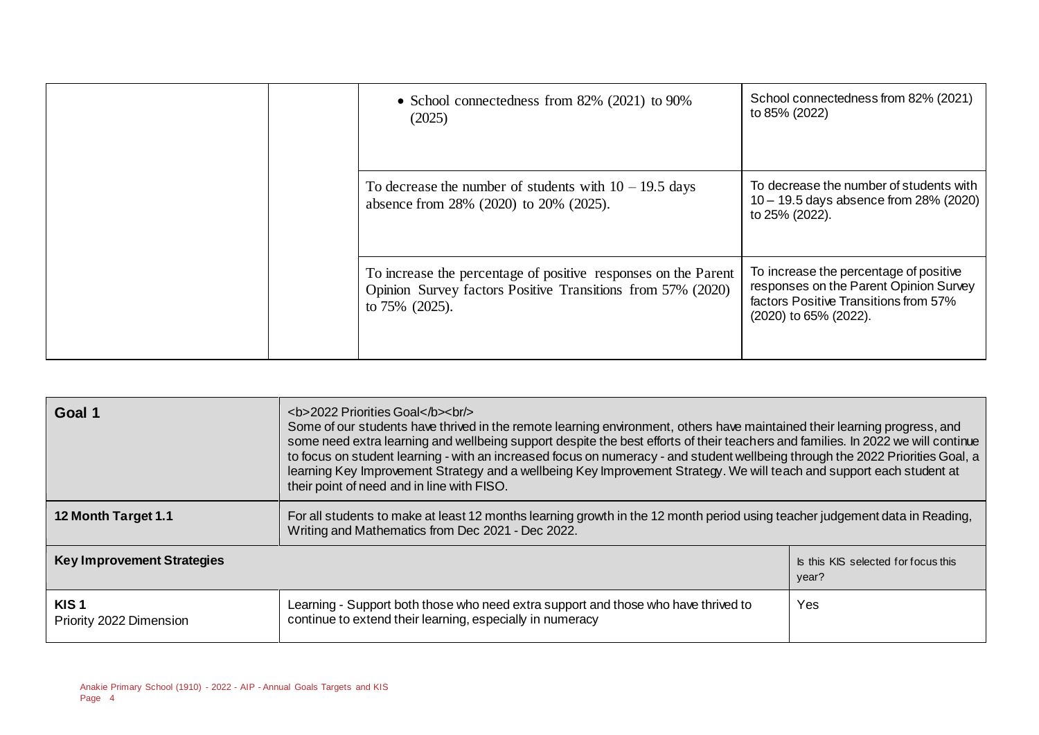| | | | |
|---|---|---|---|
| | | • School connectedness from 82% (2021) to 90% (2025) | School connectedness from 82% (2021) to 85% (2022) |
| | | To decrease the number of students with 10 – 19.5 days absence from 28% (2020) to 20% (2025). | To decrease the number of students with 10 – 19.5 days absence from 28% (2020) to 25% (2022). |
| | | To increase the percentage of positive responses on the Parent Opinion Survey factors Positive Transitions from 57% (2020) to 75% (2025). | To increase the percentage of positive responses on the Parent Opinion Survey factors Positive Transitions from 57% (2020) to 65% (2022). |

| **Goal 1** | <b>2022 Priorities Goal</b><br/> Some of our students have thrived in the remote learning environment, others have maintained their learning progress, and some need extra learning and wellbeing support despite the best efforts of their teachers and families. In 2022 we will continue to focus on student learning - with an increased focus on numeracy - and student wellbeing through the 2022 Priorities Goal, a learning Key Improvement Strategy and a wellbeing Key Improvement Strategy. We will teach and support each student at their point of need and in line with FISO. | |
|---|---|---|
| **12 Month Target 1.1** | For all students to make at least 12 months learning growth in the 12 month period using teacher judgement data in Reading, Writing and Mathematics from Dec 2021 - Dec 2022. | |
| **Key Improvement Strategies** | | Is this KIS selected for focus this year? |
| **KIS 1**<br>Priority 2022 Dimension | Learning - Support both those who need extra support and those who have thrived to continue to extend their learning, especially in numeracy | Yes |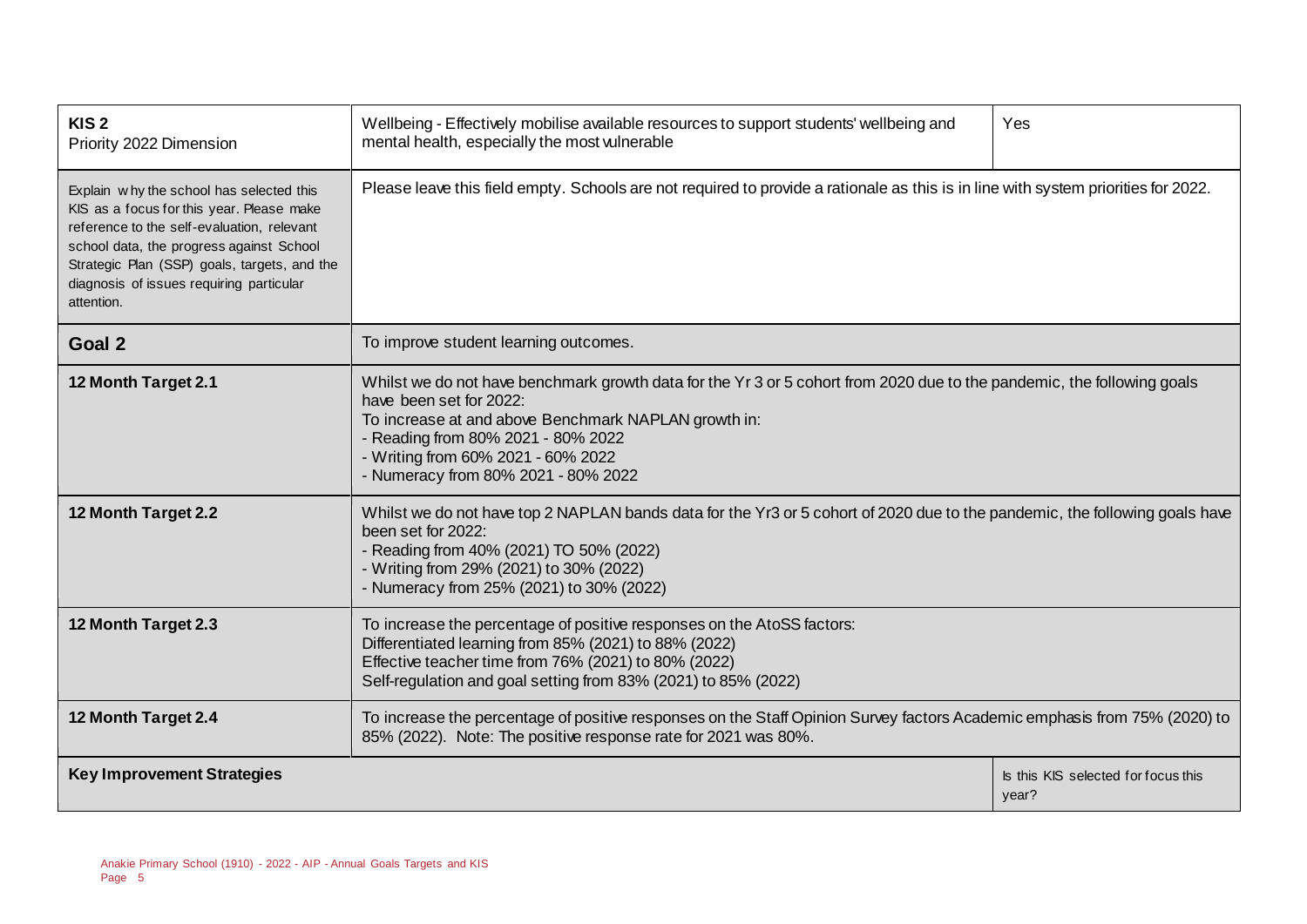| **KIS 2**<br>Priority 2022 Dimension | Wellbeing - Effectively mobilise available resources to support students' wellbeing and mental health, especially the most vulnerable | Yes |
|---|---|---|
| Explain why the school has selected this KIS as a focus for this year. Please make reference to the self-evaluation, relevant school data, the progress against School Strategic Plan (SSP) goals, targets, and the diagnosis of issues requiring particular attention. | Please leave this field empty. Schools are not required to provide a rationale as this is in line with system priorities for 2022. | |
| **Goal 2** | To improve student learning outcomes. | |
| **12 Month Target 2.1** | Whilst we do not have benchmark growth data for the Yr 3 or 5 cohort from 2020 due to the pandemic, the following goals have been set for 2022:<br>To increase at and above Benchmark NAPLAN growth in:<br>- Reading from 80% 2021 - 80% 2022<br>- Writing from 60% 2021 - 60% 2022<br>- Numeracy from 80% 2021 - 80% 2022 | |
| **12 Month Target 2.2** | Whilst we do not have top 2 NAPLAN bands data for the Yr3 or 5 cohort of 2020 due to the pandemic, the following goals have been set for 2022:<br>- Reading from 40% (2021) TO 50% (2022)<br>- Writing from 29% (2021) to 30% (2022)<br>- Numeracy from 25% (2021) to 30% (2022) | |
| **12 Month Target 2.3** | To increase the percentage of positive responses on the AtoSS factors:<br>Differentiated learning from 85% (2021) to 88% (2022)<br>Effective teacher time from 76% (2021) to 80% (2022)<br>Self-regulation and goal setting from 83% (2021) to 85% (2022) | |
| **12 Month Target 2.4** | To increase the percentage of positive responses on the Staff Opinion Survey factors Academic emphasis from 75% (2020) to 85% (2022). Note: The positive response rate for 2021 was 80%. | |
| **Key Improvement Strategies** | | Is this KIS selected for focus this year? |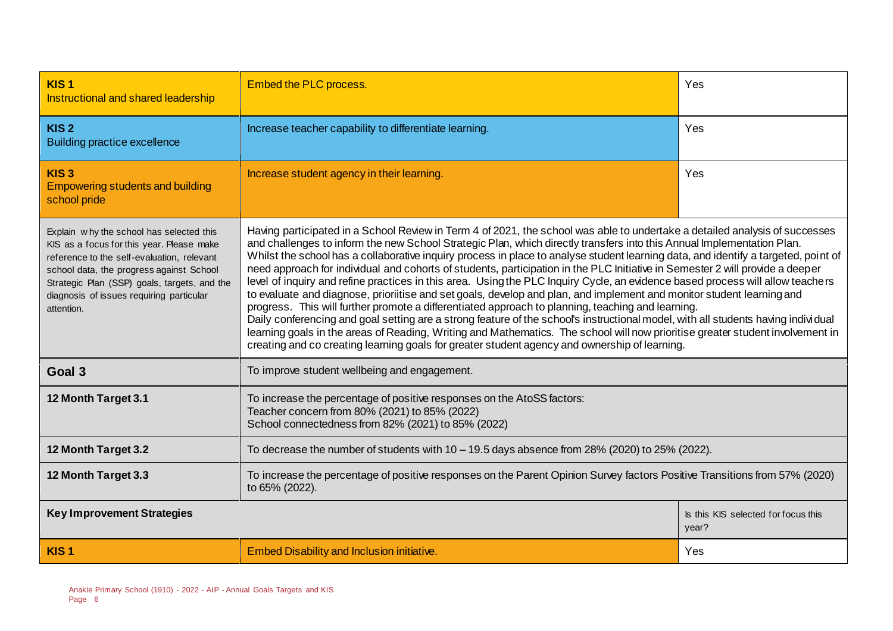| | | |
|---|---|---|
| **KIS 1**<br>Instructional and shared leadership | Embed the PLC process. | Yes |
| **KIS 2**<br>Building practice excellence | Increase teacher capability to differentiate learning. | Yes |
| **KIS 3**<br>Empowering students and building school pride | Increase student agency in their learning. | Yes |
| Explain why the school has selected this KIS as a focus for this year. Please make reference to the self-evaluation, relevant school data, the progress against School Strategic Plan (SSP) goals, targets, and the diagnosis of issues requiring particular attention. | Having participated in a School Review in Term 4 of 2021, the school was able to undertake a detailed analysis of successes and challenges to inform the new School Strategic Plan, which directly transfers into this Annual Implementation Plan.<br>Whilst the school has a collaborative inquiry process in place to analyse student learning data, and identify a targeted, point of need approach for individual and cohorts of students, participation in the PLC Initiative in Semester 2 will provide a deeper level of inquiry and refine practices in this area. Using the PLC Inquiry Cycle, an evidence based process will allow teachers to evaluate and diagnose, prioriitise and set goals, develop and plan, and implement and monitor student learning and progress. This will further promote a differentiated approach to planning, teaching and learning.<br>Daily conferencing and goal setting are a strong feature of the school's instructional model, with all students having individual learning goals in the areas of Reading, Writing and Mathematics. The school will now prioritise greater student involvement in creating and co creating learning goals for greater student agency and ownership of learning. | |
| **Goal 3** | To improve student wellbeing and engagement. | |
| **12 Month Target 3.1** | To increase the percentage of positive responses on the AtoSS factors:<br>Teacher concern from 80% (2021) to 85% (2022)<br>School connectedness from 82% (2021) to 85% (2022) | |
| **12 Month Target 3.2** | To decrease the number of students with 10 – 19.5 days absence from 28% (2020) to 25% (2022). | |
| **12 Month Target 3.3** | To increase the percentage of positive responses on the Parent Opinion Survey factors Positive Transitions from 57% (2020) to 65% (2022). | |
| **Key Improvement Strategies** | | Is this KIS selected for focus this year? |
| **KIS 1** | Embed Disability and Inclusion initiative. | Yes |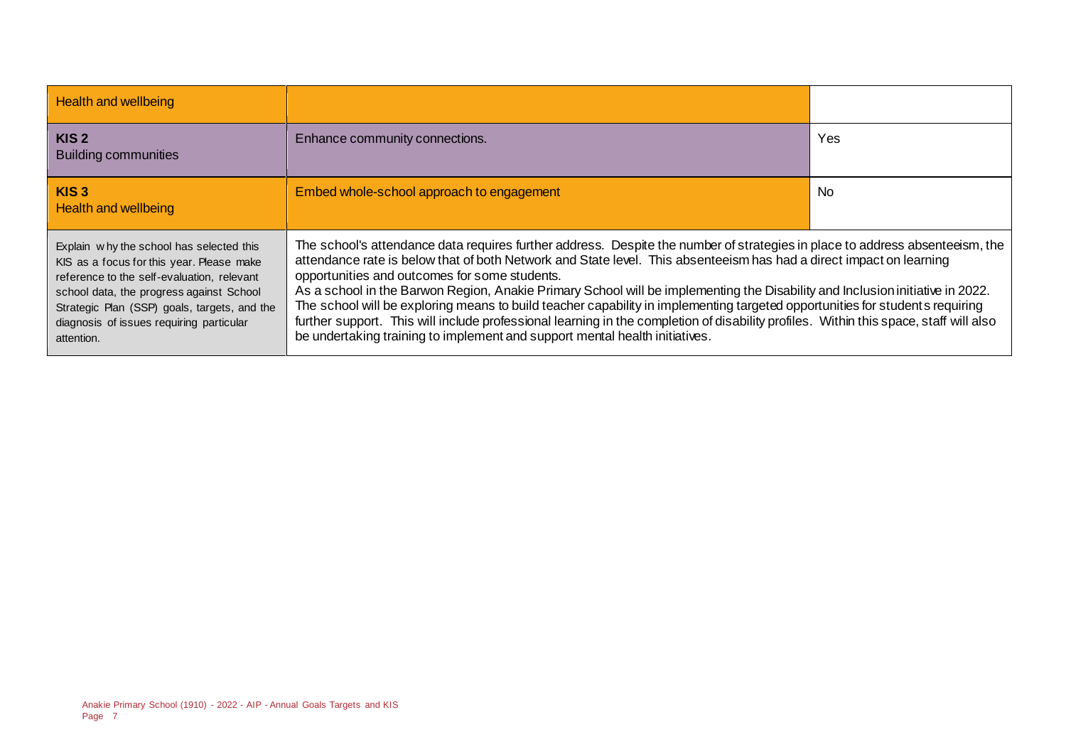| Health and wellbeing | | |
|---|---|---|
| **KIS 2** Building communities | Enhance community connections. | Yes |
| **KIS 3** Health and wellbeing | Embed whole-school approach to engagement | No |
| Explain why the school has selected this KIS as a focus for this year. Please make reference to the self-evaluation, relevant school data, the progress against School Strategic Plan (SSP) goals, targets, and the diagnosis of issues requiring particular attention. | The school's attendance data requires further address. Despite the number of strategies in place to address absenteeism, the attendance rate is below that of both Network and State level. This absenteeism has had a direct impact on learning opportunities and outcomes for some students.<br>As a school in the Barwon Region, Anakie Primary School will be implementing the Disability and Inclusion initiative in 2022. The school will be exploring means to build teacher capability in implementing targeted opportunities for students requiring further support. This will include professional learning in the completion of disability profiles. Within this space, staff will also be undertaking training to implement and support mental health initiatives. | |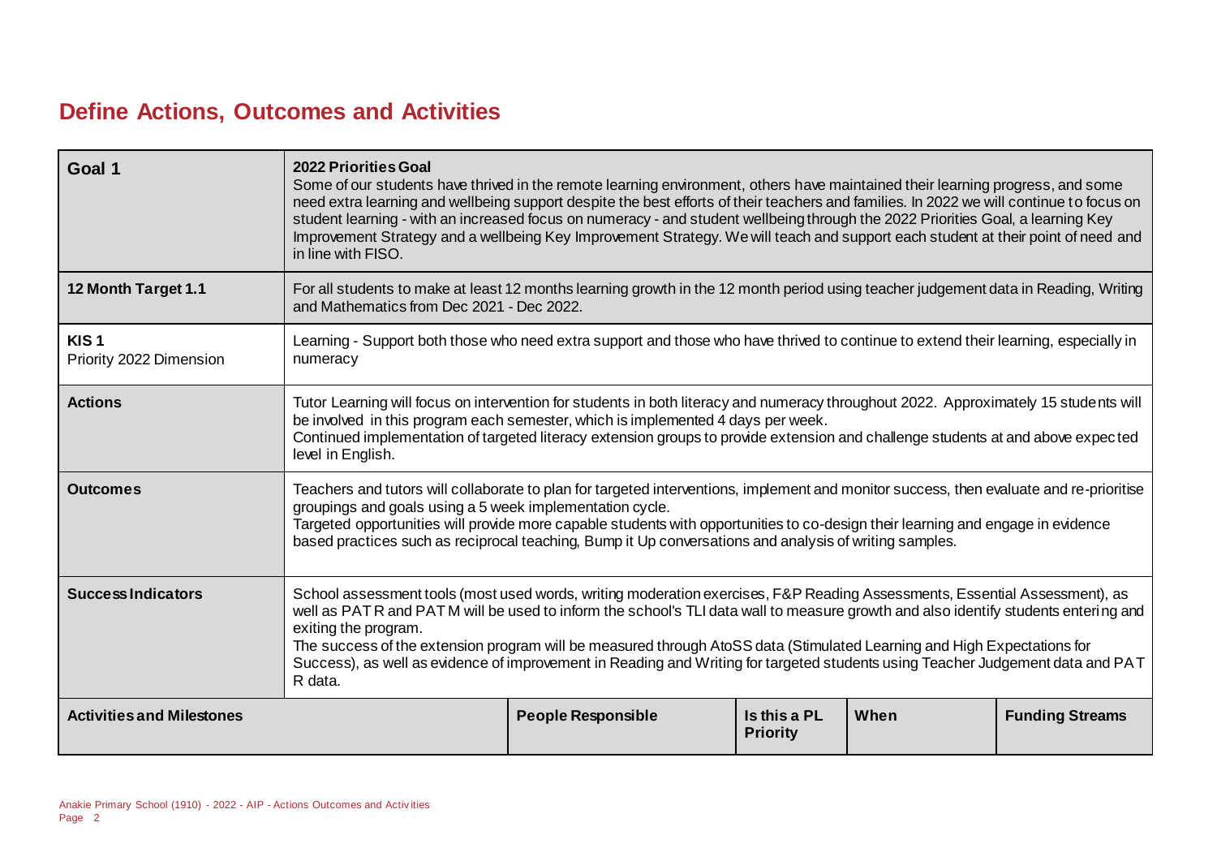## Define Actions, Outcomes and Activities

| Goal 1 | 2022 Priorities Goal<br>Some of our students have thrived in the remote learning environment, others have maintained their learning progress, and some need extra learning and wellbeing support despite the best efforts of their teachers and families. In 2022 we will continue to focus on student learning - with an increased focus on numeracy - and student wellbeing through the 2022 Priorities Goal, a learning Key Improvement Strategy and a wellbeing Key Improvement Strategy. We will teach and support each student at their point of need and in line with FISO. | | | |
|---|---|---|---|---|
| **12 Month Target 1.1** | For all students to make at least 12 months learning growth in the 12 month period using teacher judgement data in Reading, Writing and Mathematics from Dec 2021 - Dec 2022. | | | |
| **KIS 1**<br>Priority 2022 Dimension | Learning - Support both those who need extra support and those who have thrived to continue to extend their learning, especially in numeracy | | | |
| **Actions** | Tutor Learning will focus on intervention for students in both literacy and numeracy throughout 2022. Approximately 15 students will be involved in this program each semester, which is implemented 4 days per week.<br>Continued implementation of targeted literacy extension groups to provide extension and challenge students at and above expected level in English. | | | |
| **Outcomes** | Teachers and tutors will collaborate to plan for targeted interventions, implement and monitor success, then evaluate and re-prioritise groupings and goals using a 5 week implementation cycle.<br>Targeted opportunities will provide more capable students with opportunities to co-design their learning and engage in evidence based practices such as reciprocal teaching, Bump it Up conversations and analysis of writing samples. | | | |
| **Success Indicators** | School assessment tools (most used words, writing moderation exercises, F&P Reading Assessments, Essential Assessment), as well as PAT R and PAT M will be used to inform the school's TLI data wall to measure growth and also identify students entering and exiting the program.<br>The success of the extension program will be measured through AtoSS data (Stimulated Learning and High Expectations for Success), as well as evidence of improvement in Reading and Writing for targeted students using Teacher Judgement data and PAT R data. | | | |
| **Activities and Milestones** | **People Responsible** | **Is this a PL Priority** | **When** | **Funding Streams** |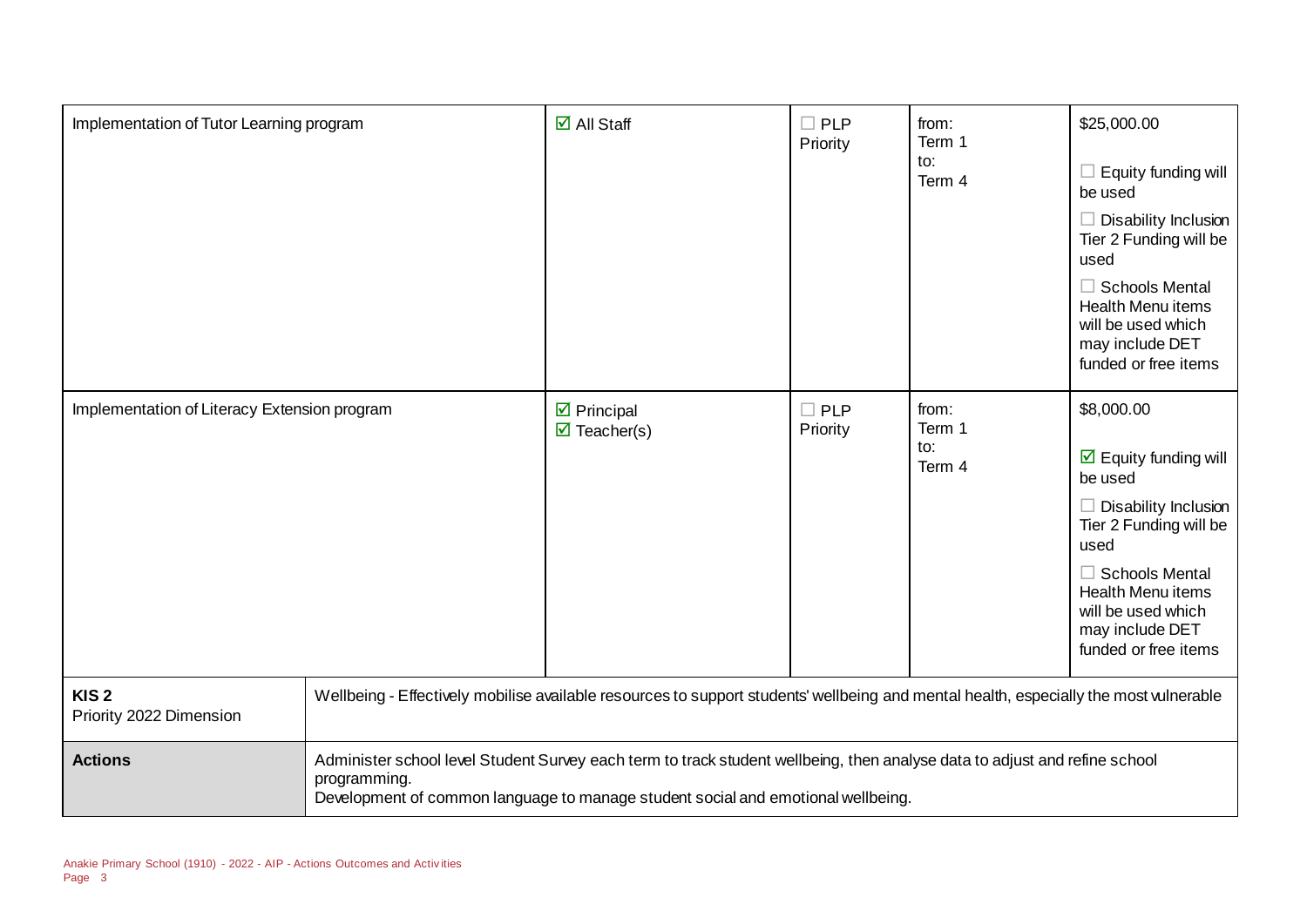| | | | | |
|---|---|---|---|---|
| Implementation of Tutor Learning program | ☑ All Staff | ☐ PLP Priority | from: Term 1<br>to: Term 4 | $25,000.00<br><br>☐ Equity funding will be used<br><br>☐ Disability Inclusion Tier 2 Funding will be used<br><br>☐ Schools Mental Health Menu items will be used which may include DET funded or free items |
| Implementation of Literacy Extension program | ☑ Principal<br>☑ Teacher(s) | ☐ PLP Priority | from: Term 1<br>to: Term 4 | $8,000.00<br><br>☑ Equity funding will be used<br><br>☐ Disability Inclusion Tier 2 Funding will be used<br><br>☐ Schools Mental Health Menu items will be used which may include DET funded or free items |

| | |
|---|---|
| **KIS 2**<br>Priority 2022 Dimension | Wellbeing - Effectively mobilise available resources to support students' wellbeing and mental health, especially the most vulnerable |
| **Actions** | Administer school level Student Survey each term to track student wellbeing, then analyse data to adjust and refine school programming.<br>Development of common language to manage student social and emotional wellbeing. |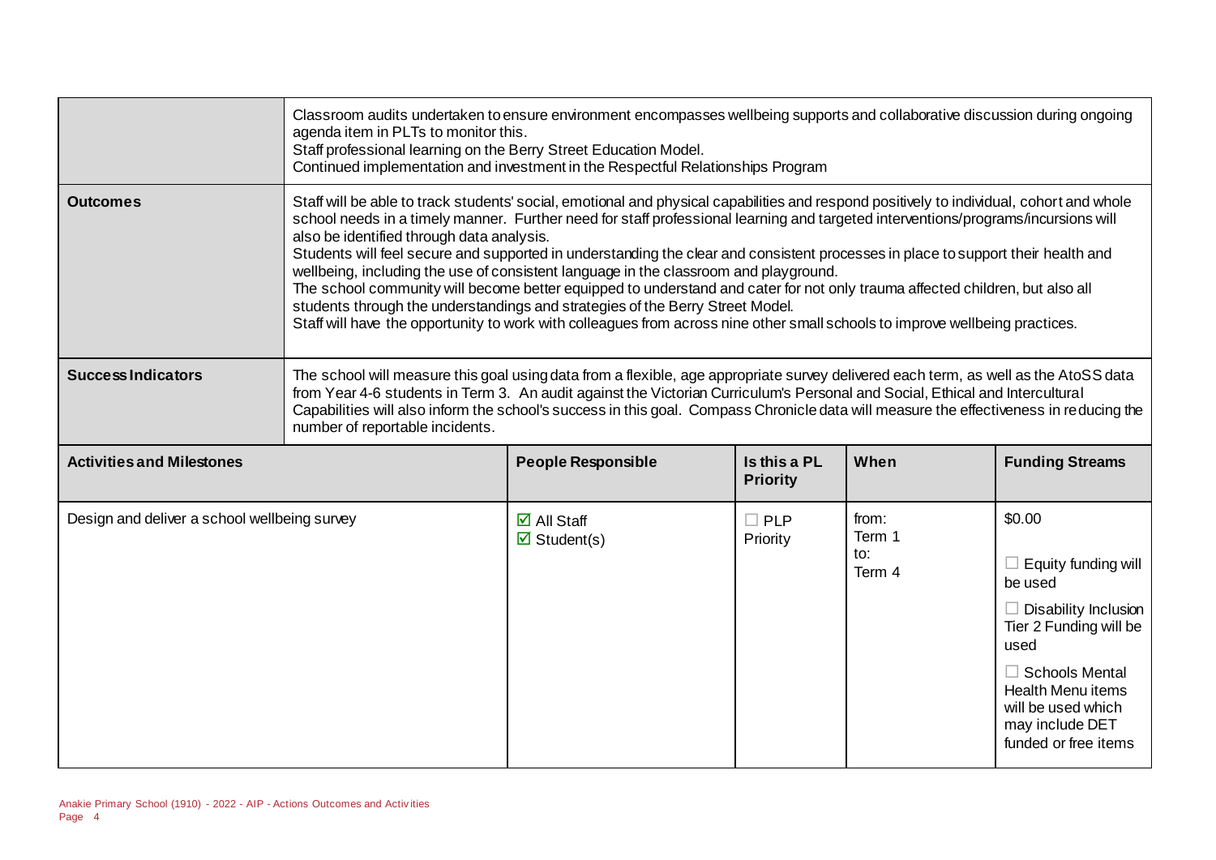| | |
|---|---|
| | Classroom audits undertaken to ensure environment encompasses wellbeing supports and collaborative discussion during ongoing agenda item in PLTs to monitor this.<br>Staff professional learning on the Berry Street Education Model.<br>Continued implementation and investment in the Respectful Relationships Program |
| **Outcomes** | Staff will be able to track students' social, emotional and physical capabilities and respond positively to individual, cohort and whole school needs in a timely manner. Further need for staff professional learning and targeted interventions/programs/incursions will also be identified through data analysis.<br>Students will feel secure and supported in understanding the clear and consistent processes in place to support their health and wellbeing, including the use of consistent language in the classroom and playground.<br>The school community will become better equipped to understand and cater for not only trauma affected children, but also all students through the understandings and strategies of the Berry Street Model.<br>Staff will have the opportunity to work with colleagues from across nine other small schools to improve wellbeing practices. |
| **Success Indicators** | The school will measure this goal using data from a flexible, age appropriate survey delivered each term, as well as the AtoSS data from Year 4-6 students in Term 3. An audit against the Victorian Curriculum's Personal and Social, Ethical and Intercultural Capabilities will also inform the school's success in this goal. Compass Chronicle data will measure the effectiveness in reducing the number of reportable incidents. |

| **Activities and Milestones** | **People Responsible** | **Is this a PL Priority** | **When** | **Funding Streams** |
|---|---|---|---|---|
| Design and deliver a school wellbeing survey | ☑ All Staff<br>☑ Student(s) | ☐ PLP Priority | from:<br>Term 1<br>to:<br>Term 4 | $0.00<br><br>☐ Equity funding will be used<br><br>☐ Disability Inclusion Tier 2 Funding will be used<br><br>☐ Schools Mental Health Menu items will be used which may include DET funded or free items |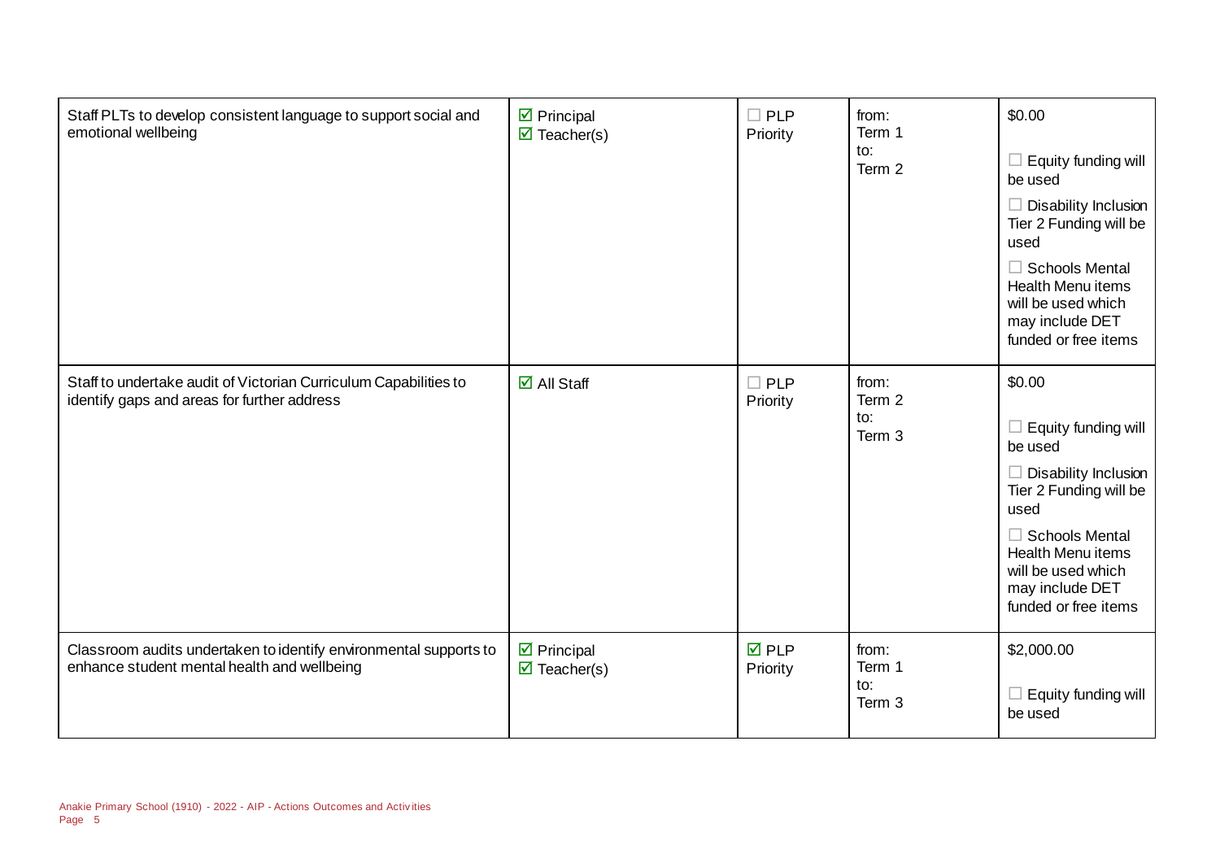| | | | | |
|---|---|---|---|---|
| Staff PLTs to develop consistent language to support social and emotional wellbeing | ☑ Principal<br>☑ Teacher(s) | ☐ PLP Priority | from:<br>Term 1<br>to:<br>Term 2 | $0.00<br><br>☐ Equity funding will be used<br><br>☐ Disability Inclusion Tier 2 Funding will be used<br><br>☐ Schools Mental Health Menu items will be used which may include DET funded or free items |
| Staff to undertake audit of Victorian Curriculum Capabilities to identify gaps and areas for further address | ☑ All Staff | ☐ PLP Priority | from:<br>Term 2<br>to:<br>Term 3 | $0.00<br><br>☐ Equity funding will be used<br><br>☐ Disability Inclusion Tier 2 Funding will be used<br><br>☐ Schools Mental Health Menu items will be used which may include DET funded or free items |
| Classroom audits undertaken to identify environmental supports to enhance student mental health and wellbeing | ☑ Principal<br>☑ Teacher(s) | ☑ PLP Priority | from:<br>Term 1<br>to:<br>Term 3 | $2,000.00<br><br>☐ Equity funding will be used |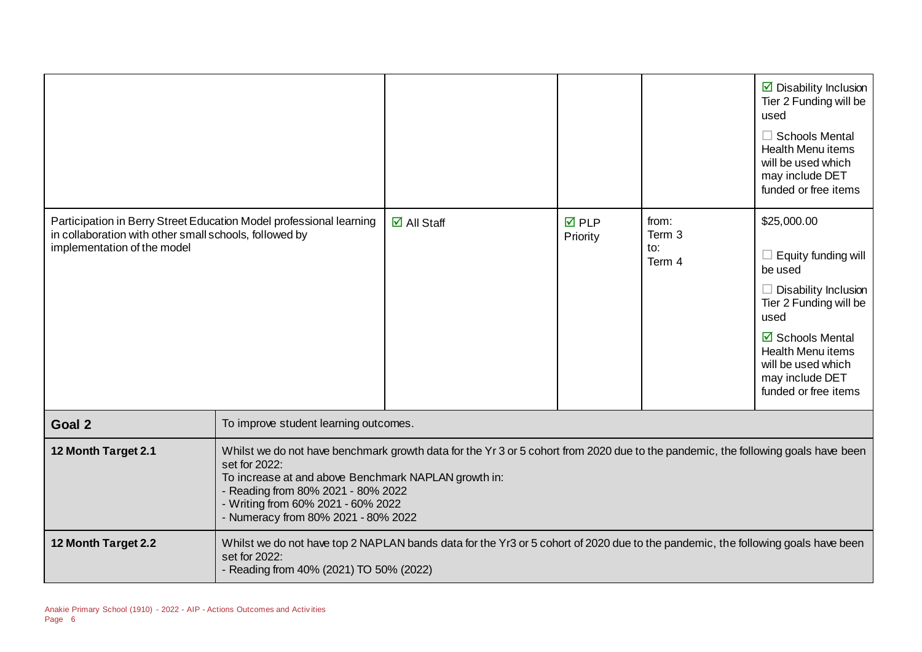| | | | | |
|---|---|---|---|---|
| | | | | ☑ Disability Inclusion Tier 2 Funding will be used<br><br>☐ Schools Mental Health Menu items will be used which may include DET funded or free items |
| Participation in Berry Street Education Model professional learning in collaboration with other small schools, followed by implementation of the model | ☑ All Staff | ☑ PLP Priority | from:<br>Term 3<br>to:<br>Term 4 | $25,000.00<br><br>☐ Equity funding will be used<br><br>☐ Disability Inclusion Tier 2 Funding will be used<br><br>☑ Schools Mental Health Menu items will be used which may include DET funded or free items |

| | |
|---|---|
| **Goal 2** | To improve student learning outcomes. |
| **12 Month Target 2.1** | Whilst we do not have benchmark growth data for the Yr 3 or 5 cohort from 2020 due to the pandemic, the following goals have been set for 2022:<br>To increase at and above Benchmark NAPLAN growth in:<br>- Reading from 80% 2021 - 80% 2022<br>- Writing from 60% 2021 - 60% 2022<br>- Numeracy from 80% 2021 - 80% 2022 |
| **12 Month Target 2.2** | Whilst we do not have top 2 NAPLAN bands data for the Yr3 or 5 cohort of 2020 due to the pandemic, the following goals have been set for 2022:<br>- Reading from 40% (2021) TO 50% (2022) |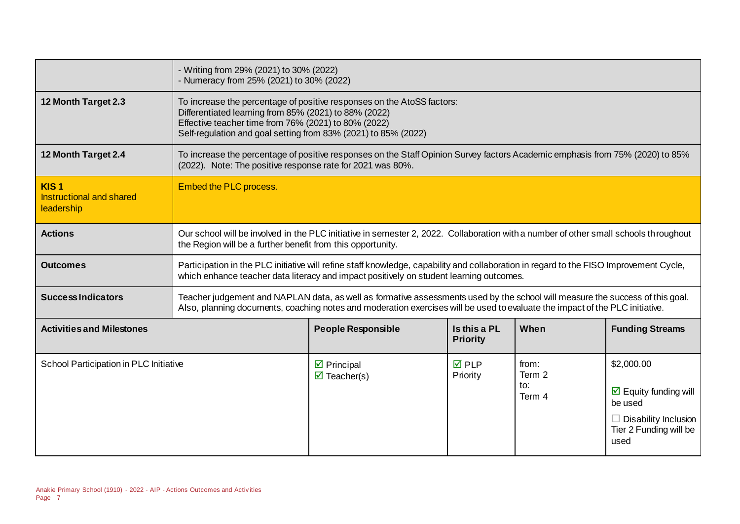| | |
|---|---|
| | - Writing from 29% (2021) to 30% (2022)<br>- Numeracy from 25% (2021) to 30% (2022) |
| **12 Month Target 2.3** | To increase the percentage of positive responses on the AtoSS factors:<br>Differentiated learning from 85% (2021) to 88% (2022)<br>Effective teacher time from 76% (2021) to 80% (2022)<br>Self-regulation and goal setting from 83% (2021) to 85% (2022) |
| **12 Month Target 2.4** | To increase the percentage of positive responses on the Staff Opinion Survey factors Academic emphasis from 75% (2020) to 85% (2022). Note: The positive response rate for 2021 was 80%. |
| **KIS 1**<br>Instructional and shared leadership | Embed the PLC process. |
| **Actions** | Our school will be involved in the PLC initiative in semester 2, 2022. Collaboration with a number of other small schools throughout the Region will be a further benefit from this opportunity. |
| **Outcomes** | Participation in the PLC initiative will refine staff knowledge, capability and collaboration in regard to the FISO Improvement Cycle, which enhance teacher data literacy and impact positively on student learning outcomes. |
| **Success Indicators** | Teacher judgement and NAPLAN data, as well as formative assessments used by the school will measure the success of this goal. Also, planning documents, coaching notes and moderation exercises will be used to evaluate the impact of the PLC initiative. |

| Activities and Milestones | People Responsible | Is this a PL Priority | When | Funding Streams |
|---|---|---|---|---|
| School Participation in PLC Initiative | ☑ Principal<br>☑ Teacher(s) | ☑ PLP Priority | from:<br>Term 2<br>to:<br>Term 4 | $2,000.00<br>☑ Equity funding will be used<br>☐ Disability Inclusion Tier 2 Funding will be used |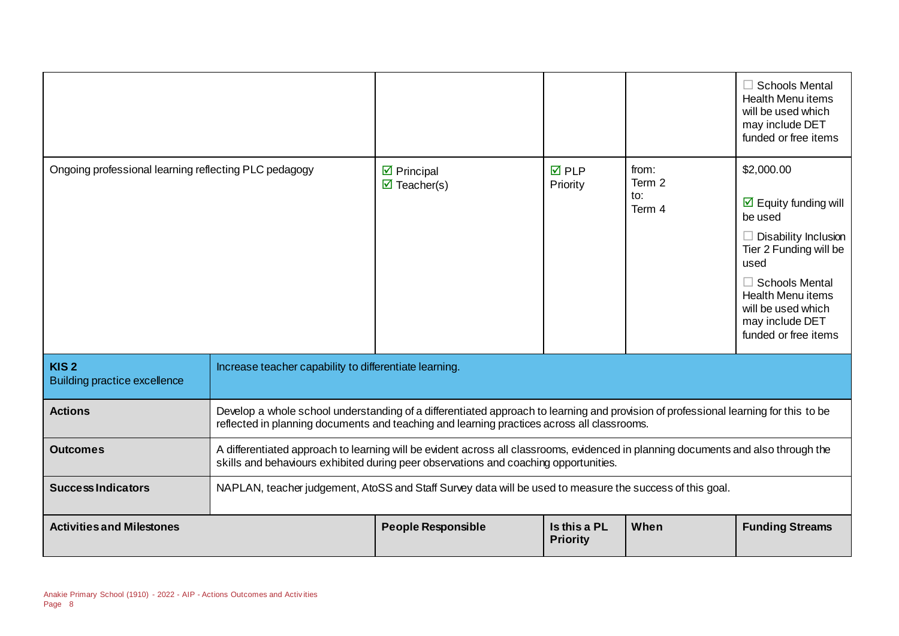| | | | | |
|---|---|---|---|---|
| | | | | ☐ Schools Mental Health Menu items will be used which may include DET funded or free items |
| Ongoing professional learning reflecting PLC pedagogy | ☑ Principal<br>☑ Teacher(s) | ☑ PLP Priority | from:<br>Term 2<br>to:<br>Term 4 | $2,000.00<br><br>☑ Equity funding will be used<br><br>☐ Disability Inclusion Tier 2 Funding will be used<br><br>☐ Schools Mental Health Menu items will be used which may include DET funded or free items |

| **KIS 2**<br>Building practice excellence | Increase teacher capability to differentiate learning. |
|---|---|
| **Actions** | Develop a whole school understanding of a differentiated approach to learning and provision of professional learning for this to be reflected in planning documents and teaching and learning practices across all classrooms. |
| **Outcomes** | A differentiated approach to learning will be evident across all classrooms, evidenced in planning documents and also through the skills and behaviours exhibited during peer observations and coaching opportunities. |
| **Success Indicators** | NAPLAN, teacher judgement, AtoSS and Staff Survey data will be used to measure the success of this goal. |

| **Activities and Milestones** | **People Responsible** | **Is this a PL Priority** | **When** | **Funding Streams** |
|---|---|---|---|---|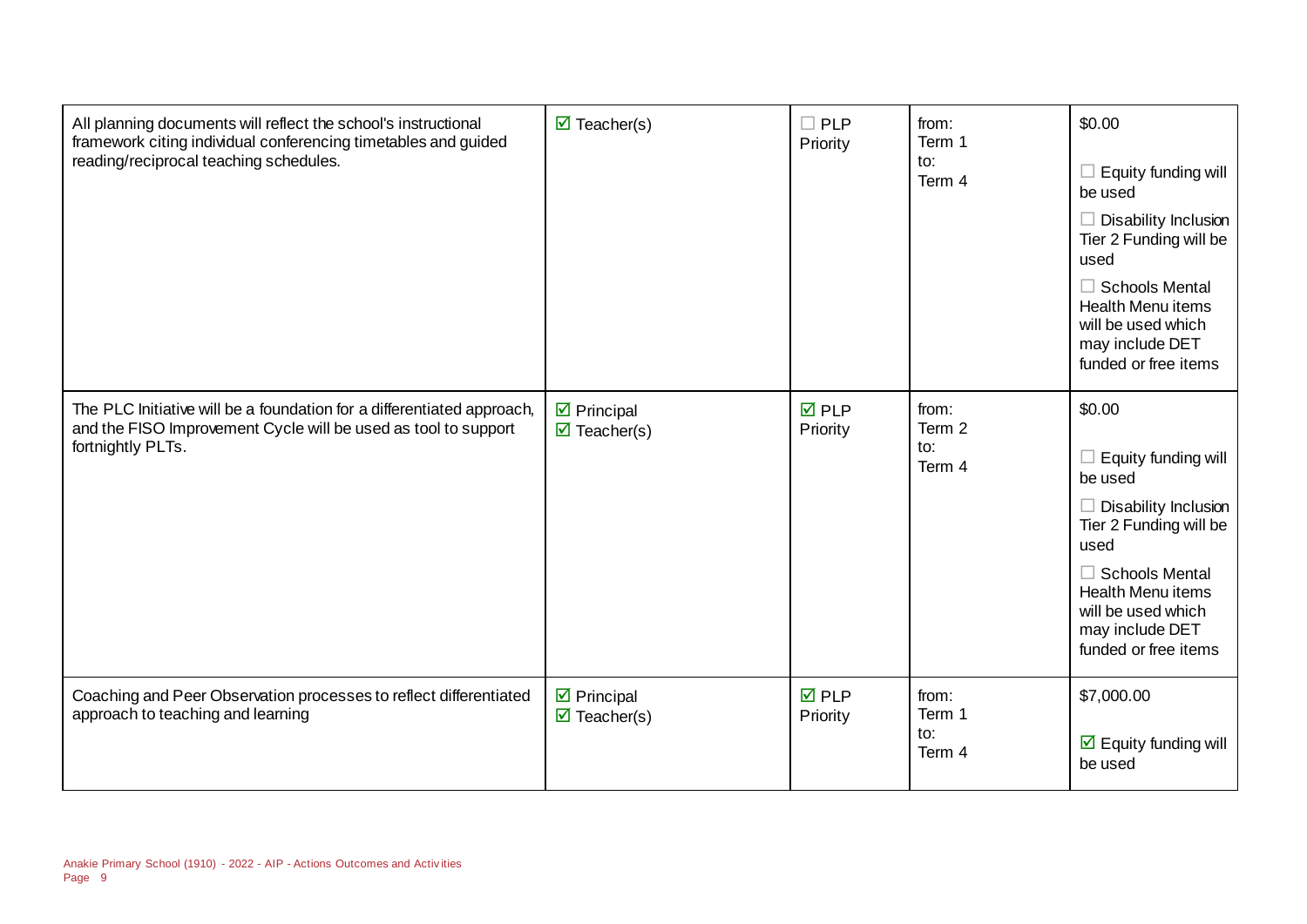| | | | | |
|---|---|---|---|---|
| All planning documents will reflect the school's instructional framework citing individual conferencing timetables and guided reading/reciprocal teaching schedules. | ☑ Teacher(s) | ☐ PLP Priority | from: Term 1 to: Term 4 | $0.00<br><br>☐ Equity funding will be used<br><br>☐ Disability Inclusion Tier 2 Funding will be used<br><br>☐ Schools Mental Health Menu items will be used which may include DET funded or free items |
| The PLC Initiative will be a foundation for a differentiated approach, and the FISO Improvement Cycle will be used as tool to support fortnightly PLTs. | ☑ Principal<br>☑ Teacher(s) | ☑ PLP Priority | from: Term 2 to: Term 4 | $0.00<br><br>☐ Equity funding will be used<br><br>☐ Disability Inclusion Tier 2 Funding will be used<br><br>☐ Schools Mental Health Menu items will be used which may include DET funded or free items |
| Coaching and Peer Observation processes to reflect differentiated approach to teaching and learning | ☑ Principal<br>☑ Teacher(s) | ☑ PLP Priority | from: Term 1 to: Term 4 | $7,000.00<br><br>☑ Equity funding will be used |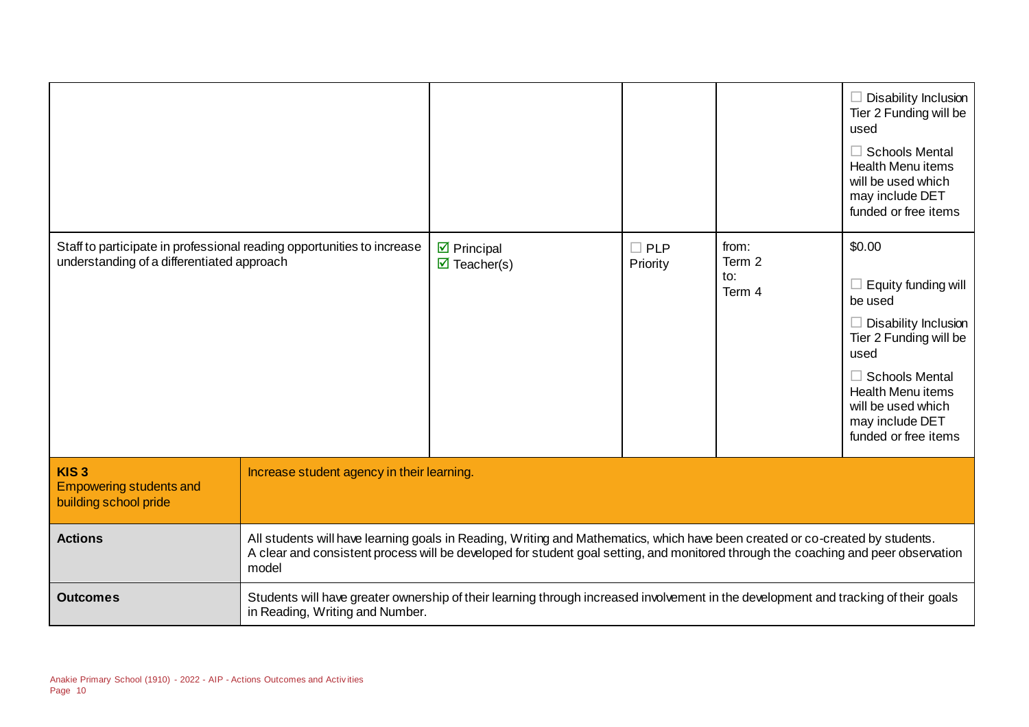| | | | | |
|---|---|---|---|---|
| | | | | ☐ Disability Inclusion Tier 2 Funding will be used<br><br>☐ Schools Mental Health Menu items will be used which may include DET funded or free items |
| Staff to participate in professional reading opportunities to increase understanding of a differentiated approach | ☑ Principal<br>☑ Teacher(s) | ☐ PLP Priority | from:<br>Term 2<br>to:<br>Term 4 | $0.00<br><br>☐ Equity funding will be used<br><br>☐ Disability Inclusion Tier 2 Funding will be used<br><br>☐ Schools Mental Health Menu items will be used which may include DET funded or free items |

| | |
|---|---|
| **KIS 3**<br>Empowering students and building school pride | Increase student agency in their learning. |
| **Actions** | All students will have learning goals in Reading, Writing and Mathematics, which have been created or co-created by students.<br>A clear and consistent process will be developed for student goal setting, and monitored through the coaching and peer observation model |
| **Outcomes** | Students will have greater ownership of their learning through increased involvement in the development and tracking of their goals in Reading, Writing and Number. |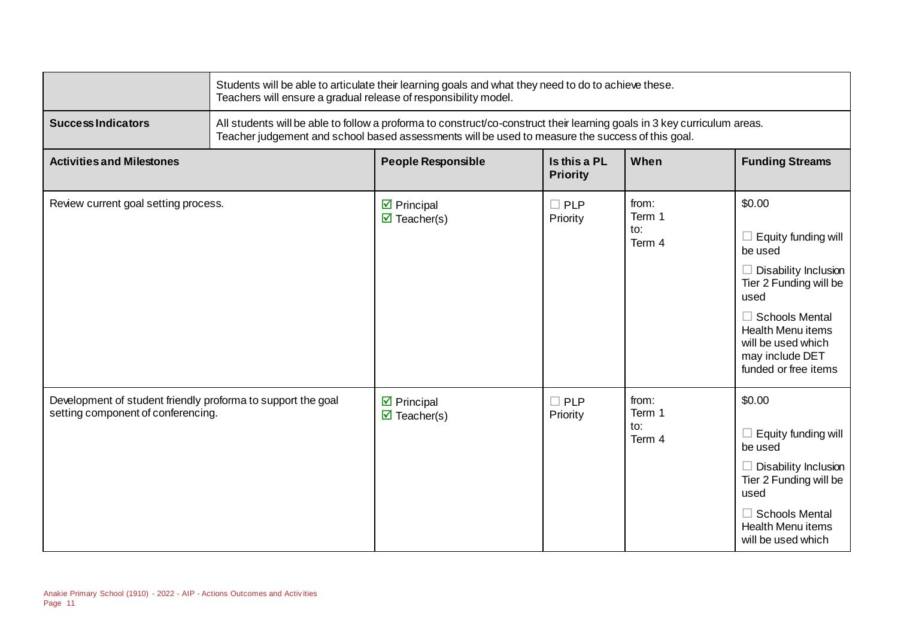| | |
|---|---|
| | Students will be able to articulate their learning goals and what they need to do to achieve these.<br>Teachers will ensure a gradual release of responsibility model. |
| **Success Indicators** | All students will be able to follow a proforma to construct/co-construct their learning goals in 3 key curriculum areas.<br>Teacher judgement and school based assessments will be used to measure the success of this goal. |

| **Activities and Milestones** | **People Responsible** | **Is this a PL Priority** | **When** | **Funding Streams** |
|---|---|---|---|---|
| Review current goal setting process. | ☑ Principal<br>☑ Teacher(s) | ☐ PLP Priority | from:<br>Term 1<br>to:<br>Term 4 | $0.00<br><br>☐ Equity funding will be used<br><br>☐ Disability Inclusion Tier 2 Funding will be used<br><br>☐ Schools Mental Health Menu items will be used which may include DET funded or free items |
| Development of student friendly proforma to support the goal setting component of conferencing. | ☑ Principal<br>☑ Teacher(s) | ☐ PLP Priority | from:<br>Term 1<br>to:<br>Term 4 | $0.00<br><br>☐ Equity funding will be used<br><br>☐ Disability Inclusion Tier 2 Funding will be used<br><br>☐ Schools Mental Health Menu items will be used which |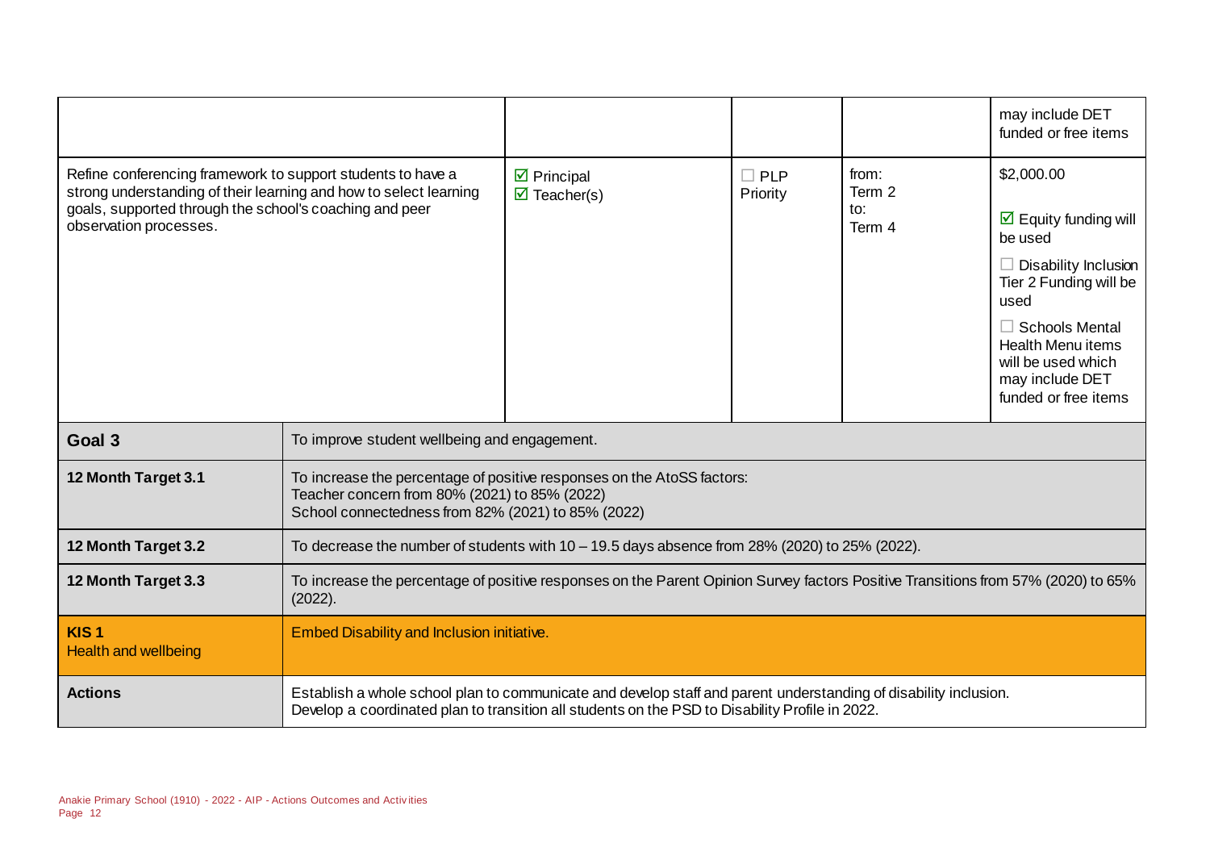| | | | | | |
|---|---|---|---|---|---|
| | | | | | may include DET funded or free items |
| Refine conferencing framework to support students to have a strong understanding of their learning and how to select learning goals, supported through the school's coaching and peer observation processes. | | ☑ Principal<br>☑ Teacher(s) | ☐ PLP Priority | from: Term 2<br>to: Term 4 | $2,000.00<br><br>☑ Equity funding will be used<br><br>☐ Disability Inclusion Tier 2 Funding will be used<br><br>☐ Schools Mental Health Menu items will be used which may include DET funded or free items |

| | |
|---|---|
| **Goal 3** | To improve student wellbeing and engagement. |
| **12 Month Target 3.1** | To increase the percentage of positive responses on the AtoSS factors:<br>Teacher concern from 80% (2021) to 85% (2022)<br>School connectedness from 82% (2021) to 85% (2022) |
| **12 Month Target 3.2** | To decrease the number of students with 10 – 19.5 days absence from 28% (2020) to 25% (2022). |
| **12 Month Target 3.3** | To increase the percentage of positive responses on the Parent Opinion Survey factors Positive Transitions from 57% (2020) to 65% (2022). |
| **KIS 1**<br>Health and wellbeing | Embed Disability and Inclusion initiative. |
| **Actions** | Establish a whole school plan to communicate and develop staff and parent understanding of disability inclusion.<br>Develop a coordinated plan to transition all students on the PSD to Disability Profile in 2022. |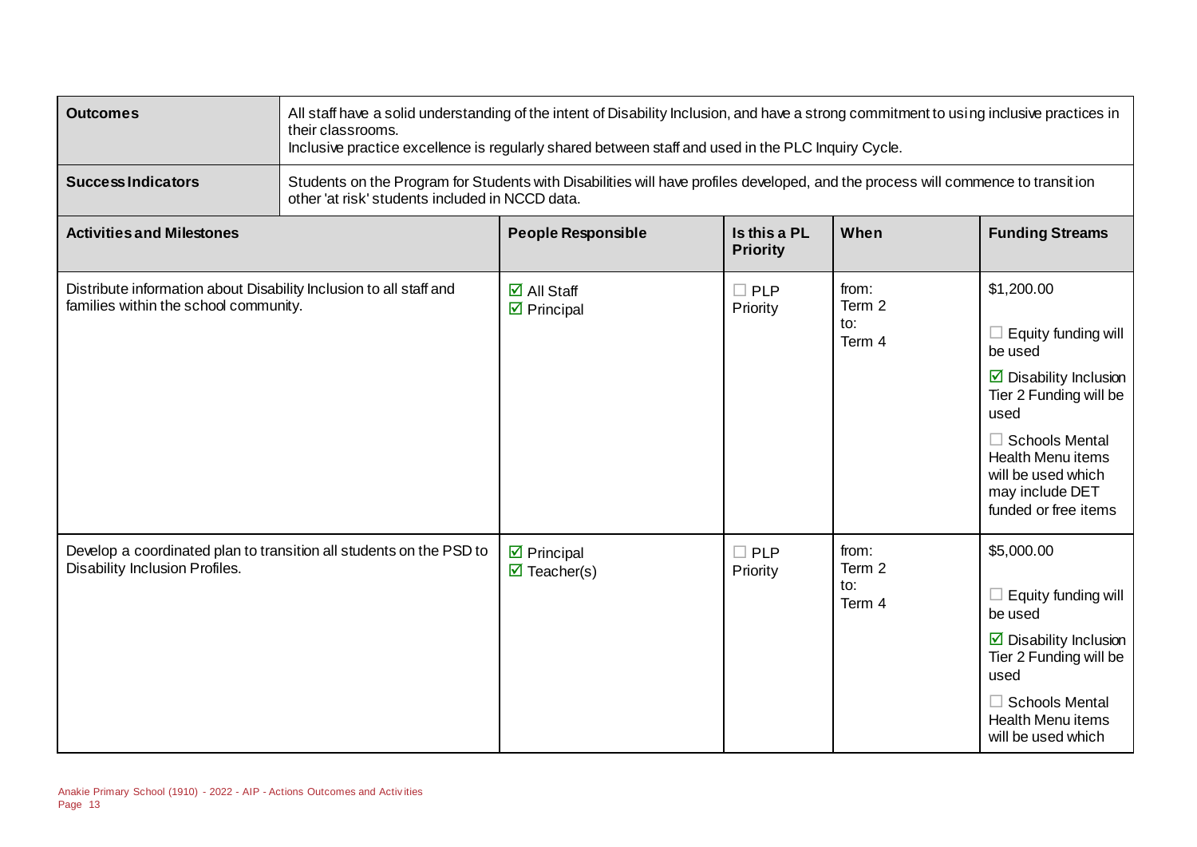| | |
|---|---|
| **Outcomes** | All staff have a solid understanding of the intent of Disability Inclusion, and have a strong commitment to using inclusive practices in their classrooms.<br>Inclusive practice excellence is regularly shared between staff and used in the PLC Inquiry Cycle. |
| **Success Indicators** | Students on the Program for Students with Disabilities will have profiles developed, and the process will commence to transition other 'at risk' students included in NCCD data. |

| Activities and Milestones | People Responsible | Is this a PL Priority | When | Funding Streams |
|---|---|---|---|---|
| Distribute information about Disability Inclusion to all staff and families within the school community. | ☑ All Staff<br>☑ Principal | ☐ PLP Priority | from:<br>Term 2<br>to:<br>Term 4 | $1,200.00<br>☐ Equity funding will be used<br>☑ Disability Inclusion Tier 2 Funding will be used<br>☐ Schools Mental Health Menu items will be used which may include DET funded or free items |
| Develop a coordinated plan to transition all students on the PSD to Disability Inclusion Profiles. | ☑ Principal<br>☑ Teacher(s) | ☐ PLP Priority | from:<br>Term 2<br>to:<br>Term 4 | $5,000.00<br>☐ Equity funding will be used<br>☑ Disability Inclusion Tier 2 Funding will be used<br>☐ Schools Mental Health Menu items will be used which |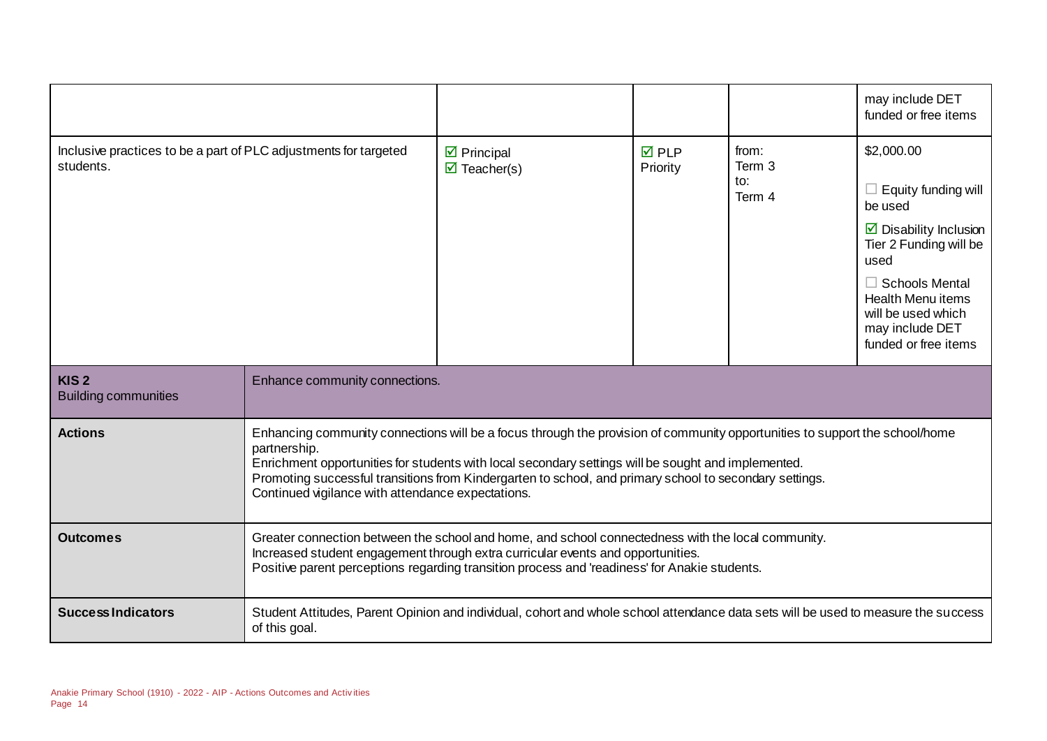| | | | | |
|---|---|---|---|---|
| | | | | may include DET funded or free items |
| Inclusive practices to be a part of PLC adjustments for targeted students. | ☑ Principal<br>☑ Teacher(s) | ☑ PLP Priority | from:<br>Term 3<br>to:<br>Term 4 | $2,000.00<br><br>☐ Equity funding will be used<br><br>☑ Disability Inclusion Tier 2 Funding will be used<br><br>☐ Schools Mental Health Menu items will be used which may include DET funded or free items |

| | |
|---|---|
| **KIS 2**<br>Building communities | Enhance community connections. |
| **Actions** | Enhancing community connections will be a focus through the provision of community opportunities to support the school/home partnership.<br>Enrichment opportunities for students with local secondary settings will be sought and implemented.<br>Promoting successful transitions from Kindergarten to school, and primary school to secondary settings.<br>Continued vigilance with attendance expectations. |
| **Outcomes** | Greater connection between the school and home, and school connectedness with the local community.<br>Increased student engagement through extra curricular events and opportunities.<br>Positive parent perceptions regarding transition process and 'readiness' for Anakie students. |
| **Success Indicators** | Student Attitudes, Parent Opinion and individual, cohort and whole school attendance data sets will be used to measure the success of this goal. |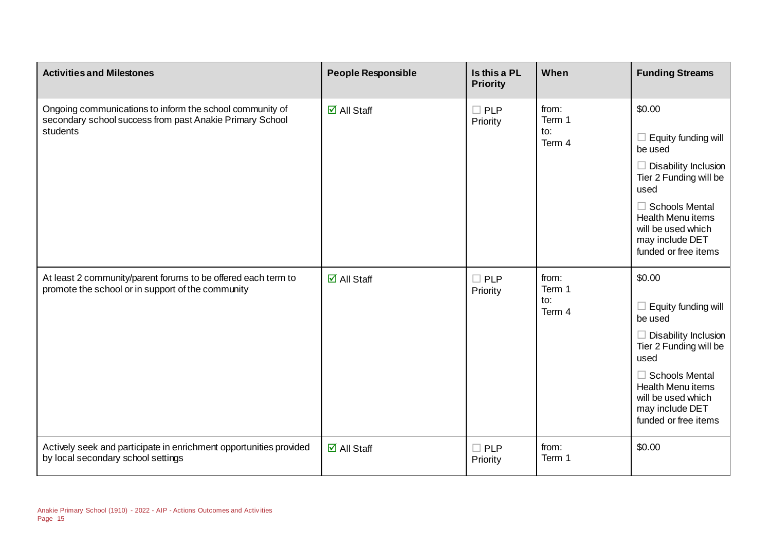| Activities and Milestones | People Responsible | Is this a PL Priority | When | Funding Streams |
|---|---|---|---|---|
| Ongoing communications to inform the school community of secondary school success from past Anakie Primary School students | ☑ All Staff | ☐ PLP Priority | from: Term 1 to: Term 4 | $0.00 ☐ Equity funding will be used ☐ Disability Inclusion Tier 2 Funding will be used ☐ Schools Mental Health Menu items will be used which may include DET funded or free items |
| At least 2 community/parent forums to be offered each term to promote the school or in support of the community | ☑ All Staff | ☐ PLP Priority | from: Term 1 to: Term 4 | $0.00 ☐ Equity funding will be used ☐ Disability Inclusion Tier 2 Funding will be used ☐ Schools Mental Health Menu items will be used which may include DET funded or free items |
| Actively seek and participate in enrichment opportunities provided by local secondary school settings | ☑ All Staff | ☐ PLP Priority | from: Term 1 | $0.00 |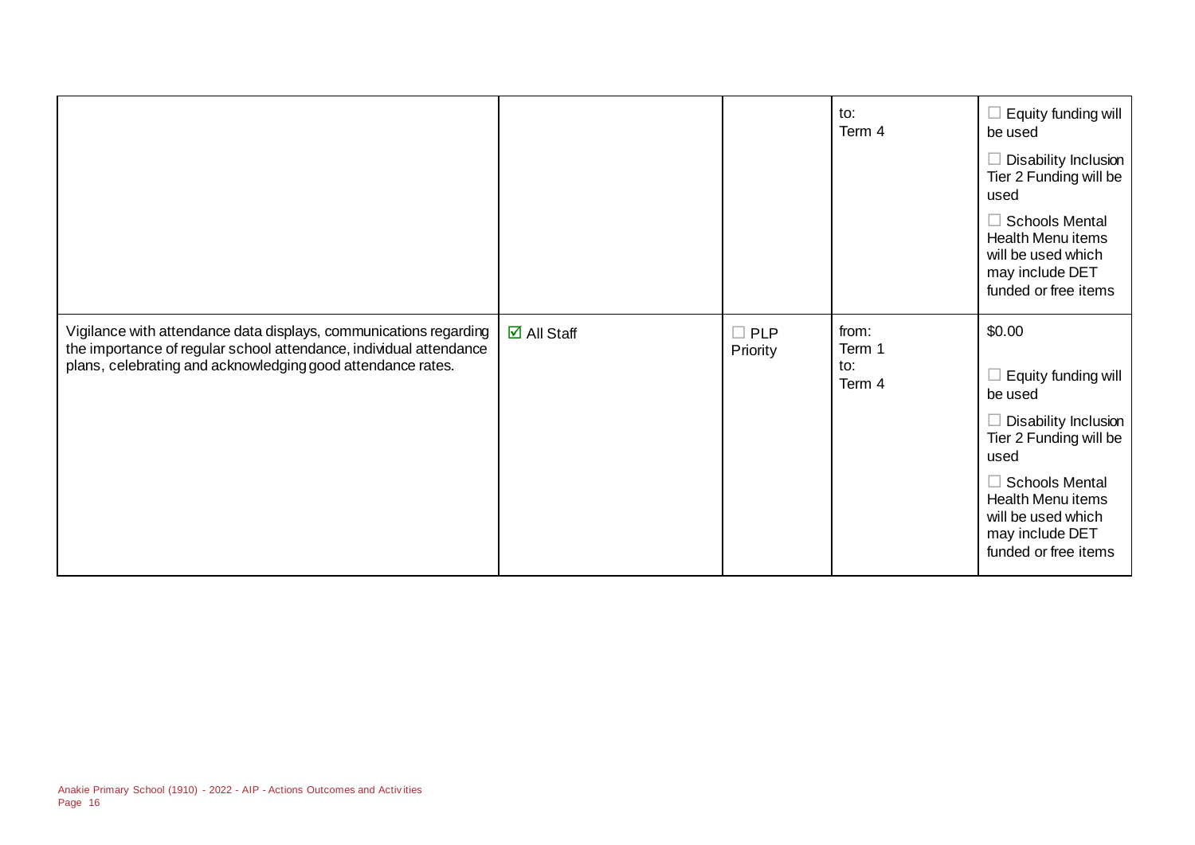| | | | | |
|---|---|---|---|---|
| | | | to:<br>Term 4 | ☐ Equity funding will be used<br>☐ Disability Inclusion Tier 2 Funding will be used<br>☐ Schools Mental Health Menu items will be used which may include DET funded or free items |
| Vigilance with attendance data displays, communications regarding the importance of regular school attendance, individual attendance plans, celebrating and acknowledging good attendance rates. | ☑ All Staff | ☐ PLP Priority | from:<br>Term 1<br>to:<br>Term 4 | $0.00<br>☐ Equity funding will be used<br>☐ Disability Inclusion Tier 2 Funding will be used<br>☐ Schools Mental Health Menu items will be used which may include DET funded or free items |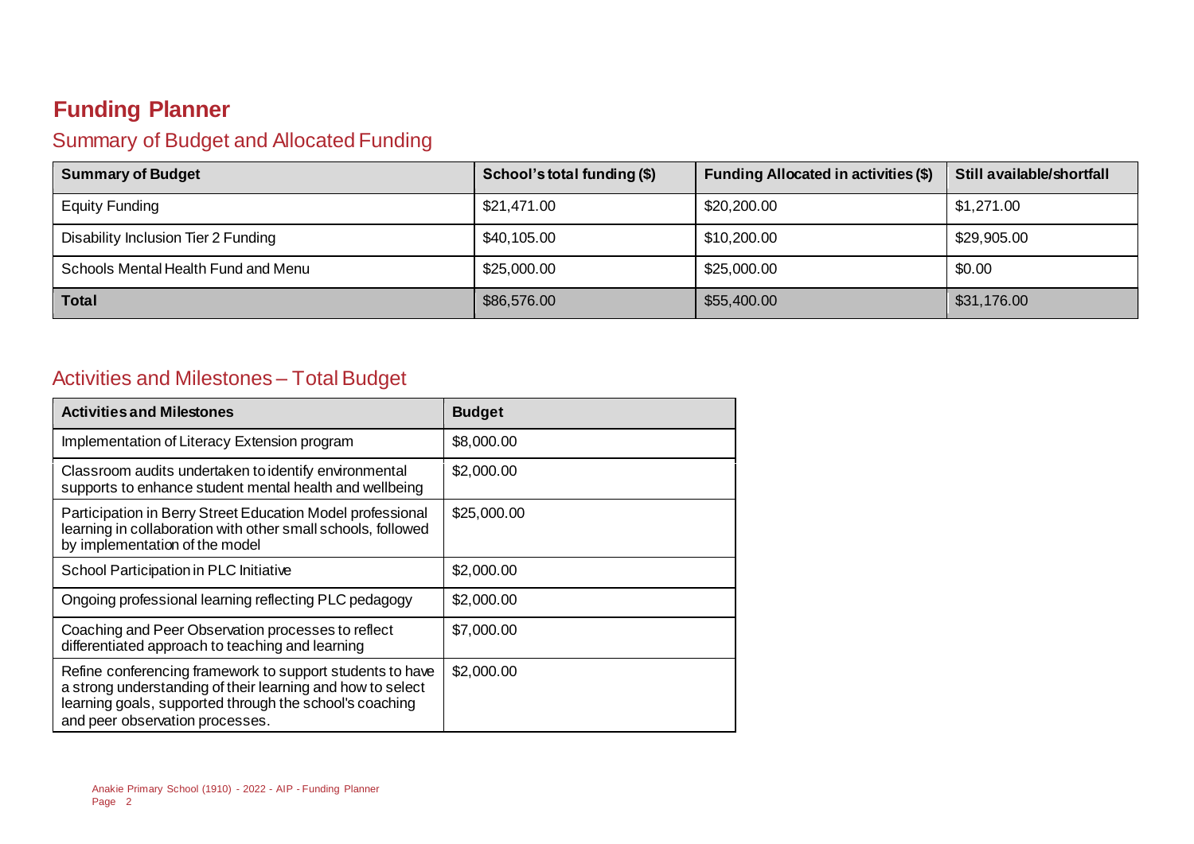# Funding Planner

## Summary of Budget and Allocated Funding

| Summary of Budget | School's total funding ($) | Funding Allocated in activities ($) | Still available/shortfall |
|---|---|---|---|
| Equity Funding | $21,471.00 | $20,200.00 | $1,271.00 |
| Disability Inclusion Tier 2 Funding | $40,105.00 | $10,200.00 | $29,905.00 |
| Schools Mental Health Fund and Menu | $25,000.00 | $25,000.00 | $0.00 |
| **Total** | $86,576.00 | $55,400.00 | $31,176.00 |

## Activities and Milestones – Total Budget

| Activities and Milestones | Budget |
|---|---|
| Implementation of Literacy Extension program | $8,000.00 |
| Classroom audits undertaken to identify environmental supports to enhance student mental health and wellbeing | $2,000.00 |
| Participation in Berry Street Education Model professional learning in collaboration with other small schools, followed by implementation of the model | $25,000.00 |
| School Participation in PLC Initiative | $2,000.00 |
| Ongoing professional learning reflecting PLC pedagogy | $2,000.00 |
| Coaching and Peer Observation processes to reflect differentiated approach to teaching and learning | $7,000.00 |
| Refine conferencing framework to support students to have a strong understanding of their learning and how to select learning goals, supported through the school's coaching and peer observation processes. | $2,000.00 |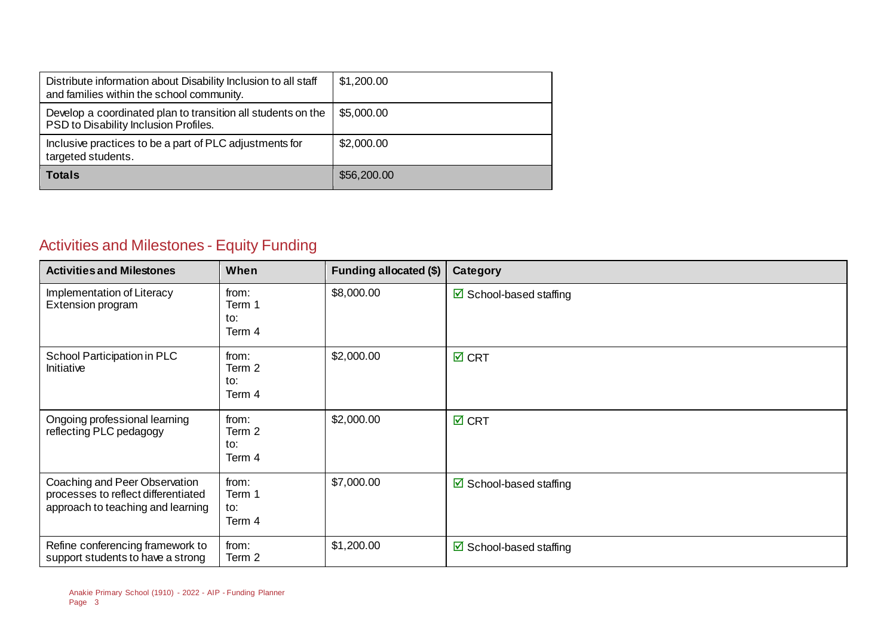| | |
|---|---|
| Distribute information about Disability Inclusion to all staff and families within the school community. | $1,200.00 |
| Develop a coordinated plan to transition all students on the PSD to Disability Inclusion Profiles. | $5,000.00 |
| Inclusive practices to be a part of PLC adjustments for targeted students. | $2,000.00 |
| **Totals** | $56,200.00 |

## Activities and Milestones - Equity Funding

| Activities and Milestones | When | Funding allocated ($) | Category |
|---|---|---|---|
| Implementation of Literacy Extension program | from: Term 1 to: Term 4 | $8,000.00 | ☑ School-based staffing |
| School Participation in PLC Initiative | from: Term 2 to: Term 4 | $2,000.00 | ☑ CRT |
| Ongoing professional learning reflecting PLC pedagogy | from: Term 2 to: Term 4 | $2,000.00 | ☑ CRT |
| Coaching and Peer Observation processes to reflect differentiated approach to teaching and learning | from: Term 1 to: Term 4 | $7,000.00 | ☑ School-based staffing |
| Refine conferencing framework to support students to have a strong | from: Term 2 | $1,200.00 | ☑ School-based staffing |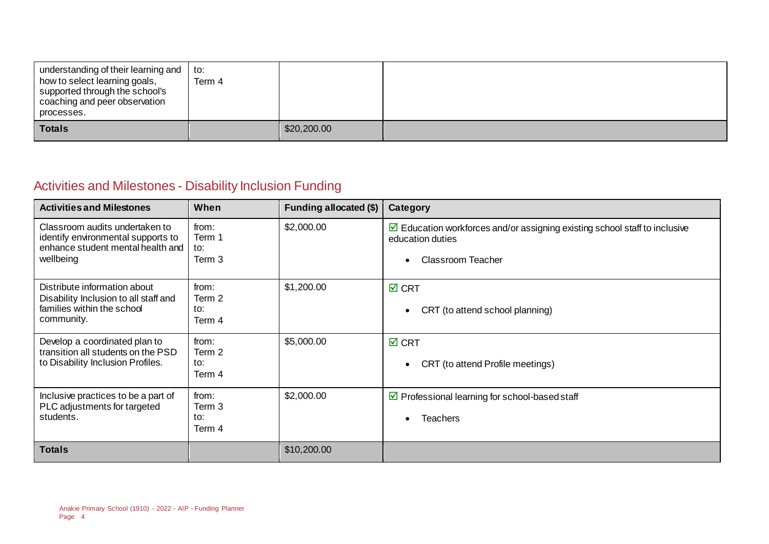| | | | |
|---|---|---|---|
| understanding of their learning and how to select learning goals, supported through the school's coaching and peer observation processes. | to:<br>Term 4 | | |
| **Totals** | | $20,200.00 | |

## Activities and Milestones - Disability Inclusion Funding

| Activities and Milestones | When | Funding allocated ($) | Category |
|---|---|---|---|
| Classroom audits undertaken to identify environmental supports to enhance student mental health and wellbeing | from:<br>Term 1<br>to:<br>Term 3 | $2,000.00 | ☑ Education workforces and/or assigning existing school staff to inclusive education duties<br>• Classroom Teacher |
| Distribute information about Disability Inclusion to all staff and families within the school community. | from:<br>Term 2<br>to:<br>Term 4 | $1,200.00 | ☑ CRT<br>• CRT (to attend school planning) |
| Develop a coordinated plan to transition all students on the PSD to Disability Inclusion Profiles. | from:<br>Term 2<br>to:<br>Term 4 | $5,000.00 | ☑ CRT<br>• CRT (to attend Profile meetings) |
| Inclusive practices to be a part of PLC adjustments for targeted students. | from:<br>Term 3<br>to:<br>Term 4 | $2,000.00 | ☑ Professional learning for school-based staff<br>• Teachers |
| **Totals** | | $10,200.00 | |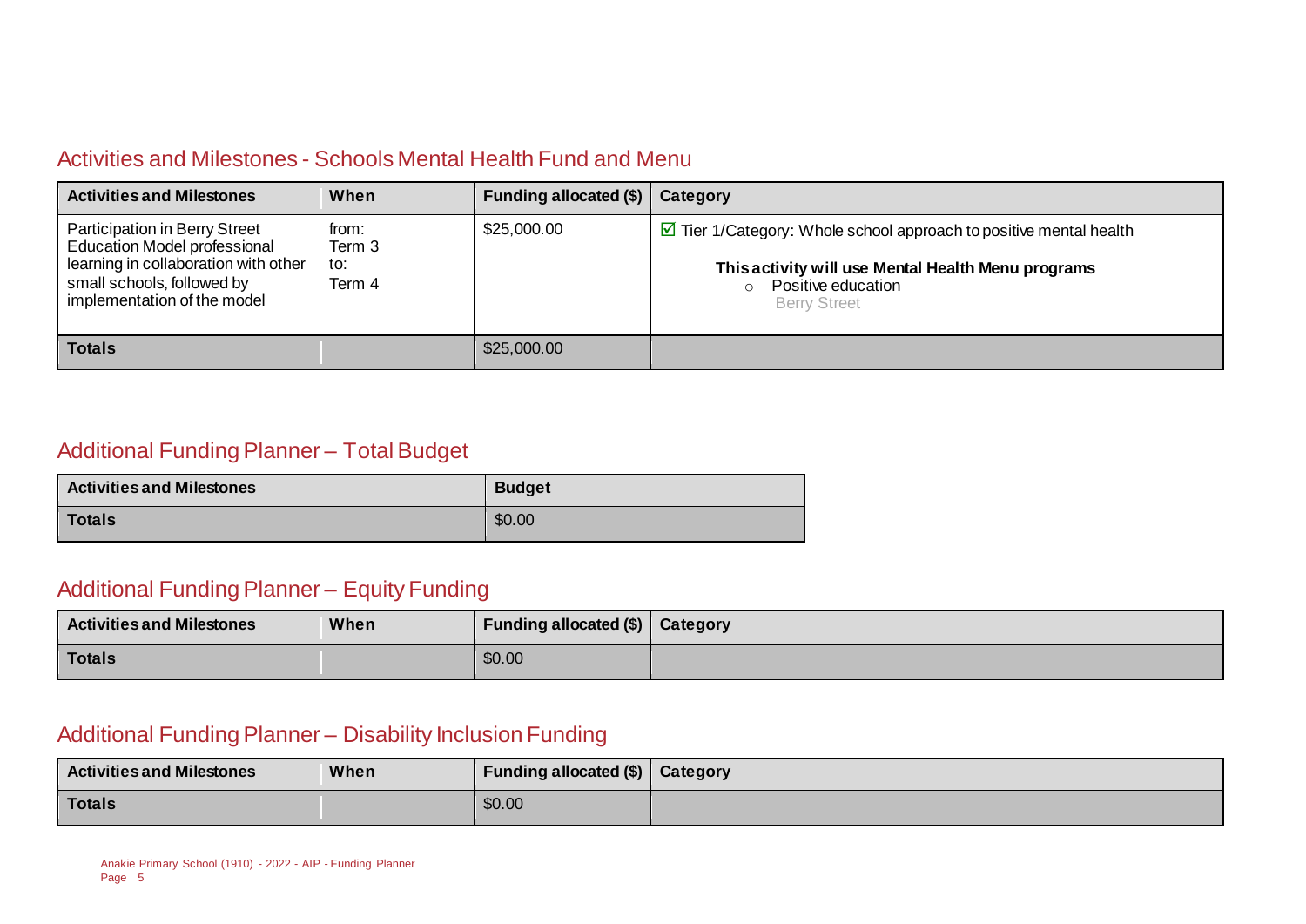## Activities and Milestones - Schools Mental Health Fund and Menu

| Activities and Milestones | When | Funding allocated ($) | Category |
|---|---|---|---|
| Participation in Berry Street Education Model professional learning in collaboration with other small schools, followed by implementation of the model | from: Term 3 to: Term 4 | $25,000.00 | ☑ Tier 1/Category: Whole school approach to positive mental health<br><br>**This activity will use Mental Health Menu programs**<br>○ Positive education<br>Berry Street |
| **Totals** | | $25,000.00 | |

## Additional Funding Planner – Total Budget

| Activities and Milestones | Budget |
|---|---|
| **Totals** | $0.00 |

## Additional Funding Planner – Equity Funding

| Activities and Milestones | When | Funding allocated ($) | Category |
|---|---|---|---|
| **Totals** | | $0.00 | |

## Additional Funding Planner – Disability Inclusion Funding

| Activities and Milestones | When | Funding allocated ($) | Category |
|---|---|---|---|
| **Totals** | | $0.00 | |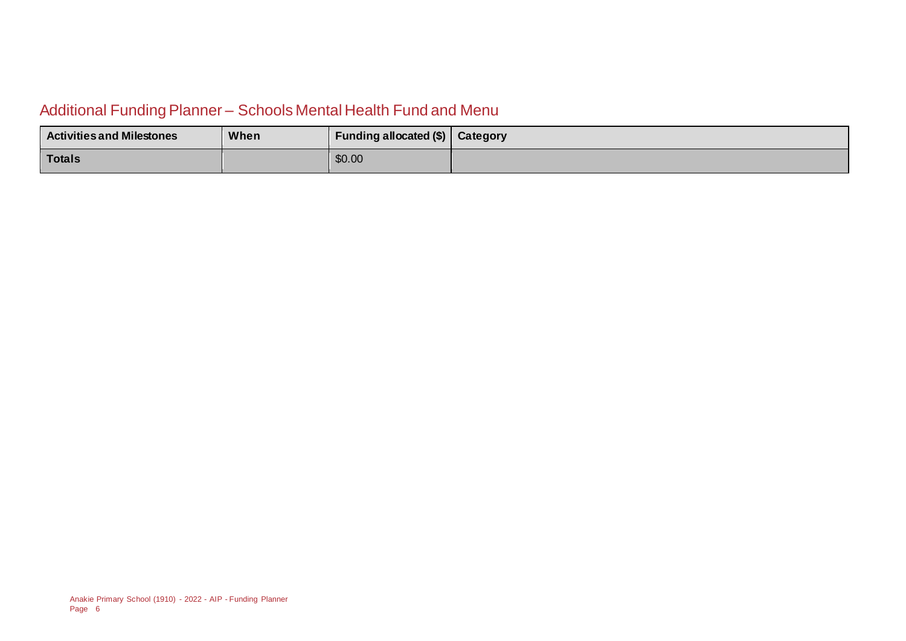## Additional Funding Planner – Schools Mental Health Fund and Menu

| Activities and Milestones | When | Funding allocated ($) | Category |
| --- | --- | --- | --- |
| **Totals** | | $0.00 | |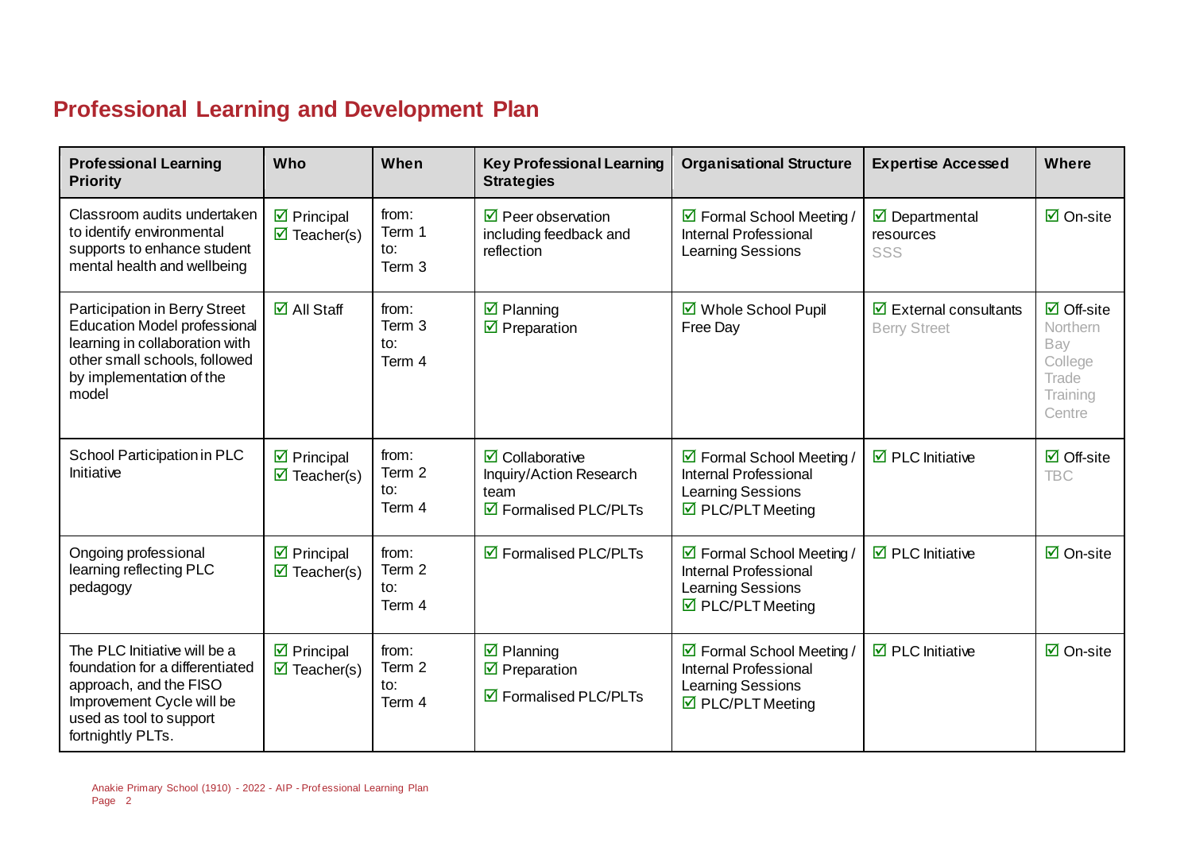## Professional Learning and Development Plan

| Professional Learning Priority | Who | When | Key Professional Learning Strategies | Organisational Structure | Expertise Accessed | Where |
|---|---|---|---|---|---|---|
| Classroom audits undertaken to identify environmental supports to enhance student mental health and wellbeing | ☑ Principal<br>☑ Teacher(s) | from: Term 1<br>to: Term 3 | ☑ Peer observation including feedback and reflection | ☑ Formal School Meeting / Internal Professional Learning Sessions | ☑ Departmental resources<br>SSS | ☑ On-site |
| Participation in Berry Street Education Model professional learning in collaboration with other small schools, followed by implementation of the model | ☑ All Staff | from: Term 3<br>to: Term 4 | ☑ Planning<br>☑ Preparation | ☑ Whole School Pupil Free Day | ☑ External consultants<br>Berry Street | ☑ Off-site<br>Northern Bay College Trade Training Centre |
| School Participation in PLC Initiative | ☑ Principal<br>☑ Teacher(s) | from: Term 2<br>to: Term 4 | ☑ Collaborative Inquiry/Action Research team<br>☑ Formalised PLC/PLTs | ☑ Formal School Meeting / Internal Professional Learning Sessions<br>☑ PLC/PLT Meeting | ☑ PLC Initiative | ☑ Off-site<br>TBC |
| Ongoing professional learning reflecting PLC pedagogy | ☑ Principal<br>☑ Teacher(s) | from: Term 2<br>to: Term 4 | ☑ Formalised PLC/PLTs | ☑ Formal School Meeting / Internal Professional Learning Sessions<br>☑ PLC/PLT Meeting | ☑ PLC Initiative | ☑ On-site |
| The PLC Initiative will be a foundation for a differentiated approach, and the FISO Improvement Cycle will be used as tool to support fortnightly PLTs. | ☑ Principal<br>☑ Teacher(s) | from: Term 2<br>to: Term 4 | ☑ Planning<br>☑ Preparation<br>☑ Formalised PLC/PLTs | ☑ Formal School Meeting / Internal Professional Learning Sessions<br>☑ PLC/PLT Meeting | ☑ PLC Initiative | ☑ On-site |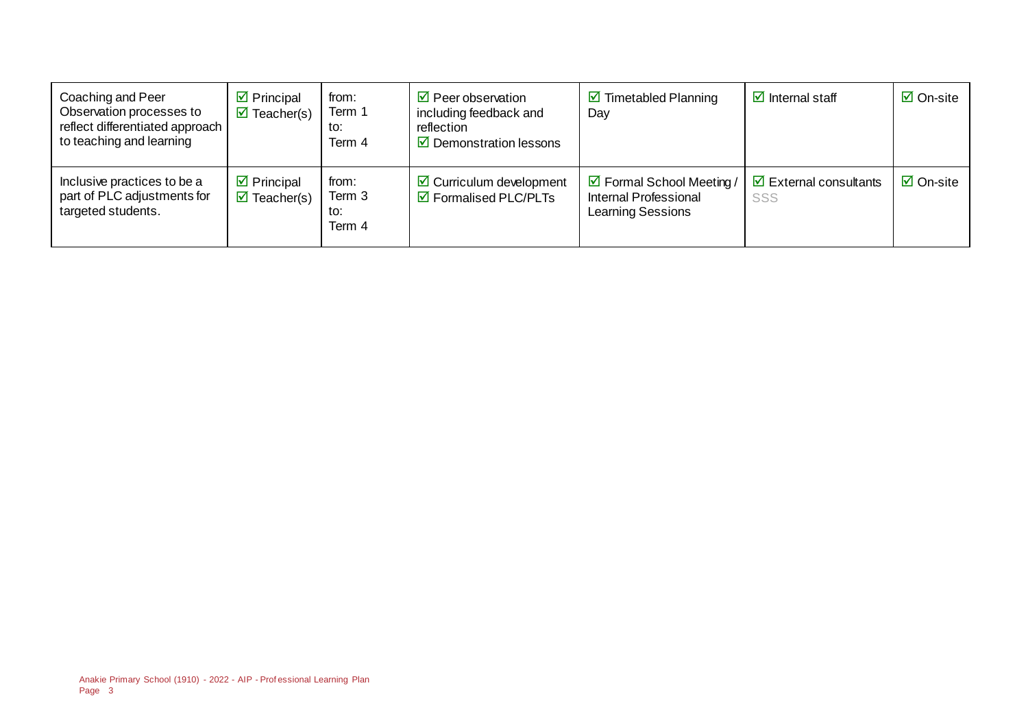| | | | | | | |
|---|---|---|---|---|---|---|
| Coaching and Peer Observation processes to reflect differentiated approach to teaching and learning | ☑ Principal<br>☑ Teacher(s) | from:<br>Term 1<br>to:<br>Term 4 | ☑ Peer observation including feedback and reflection<br>☑ Demonstration lessons | ☑ Timetabled Planning Day | ☑ Internal staff | ☑ On-site |
| Inclusive practices to be a part of PLC adjustments for targeted students. | ☑ Principal<br>☑ Teacher(s) | from:<br>Term 3<br>to:<br>Term 4 | ☑ Curriculum development<br>☑ Formalised PLC/PLTs | ☑ Formal School Meeting / Internal Professional Learning Sessions | ☑ External consultants<br>SSS | ☑ On-site |